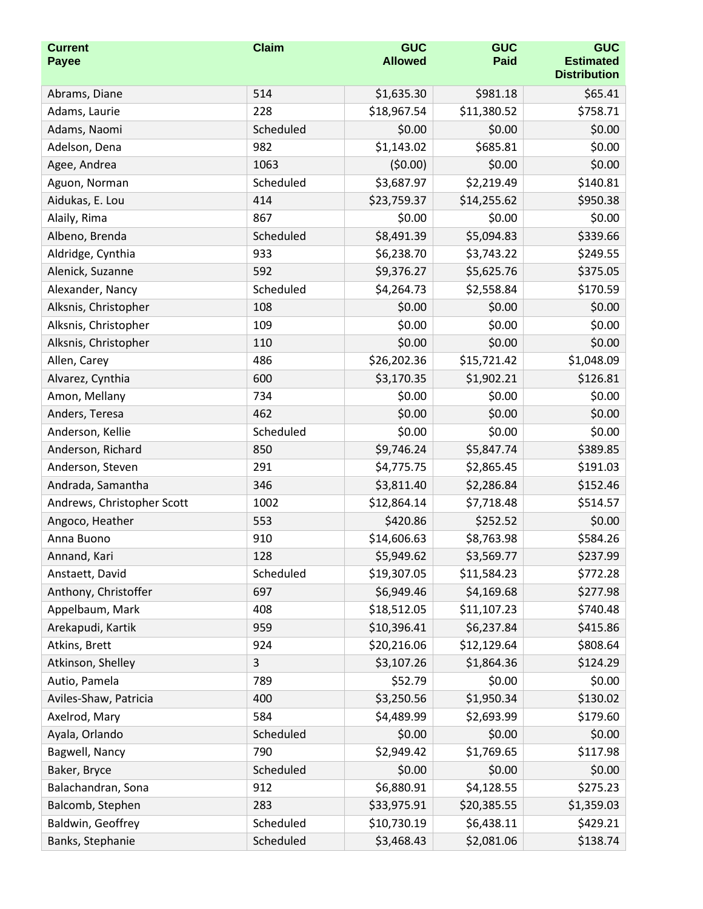| Current Payee | Claim | GUC Allowed | GUC Paid | GUC Estimated Distribution |
|---|---|---|---|---|
| Abrams, Diane | 514 | $1,635.30 | $981.18 | $65.41 |
| Adams, Laurie | 228 | $18,967.54 | $11,380.52 | $758.71 |
| Adams, Naomi | Scheduled | $0.00 | $0.00 | $0.00 |
| Adelson, Dena | 982 | $1,143.02 | $685.81 | $0.00 |
| Agee, Andrea | 1063 | ($0.00) | $0.00 | $0.00 |
| Aguon, Norman | Scheduled | $3,687.97 | $2,219.49 | $140.81 |
| Aidukas, E. Lou | 414 | $23,759.37 | $14,255.62 | $950.38 |
| Alaily, Rima | 867 | $0.00 | $0.00 | $0.00 |
| Albeno, Brenda | Scheduled | $8,491.39 | $5,094.83 | $339.66 |
| Aldridge, Cynthia | 933 | $6,238.70 | $3,743.22 | $249.55 |
| Alenick, Suzanne | 592 | $9,376.27 | $5,625.76 | $375.05 |
| Alexander, Nancy | Scheduled | $4,264.73 | $2,558.84 | $170.59 |
| Alksnis, Christopher | 108 | $0.00 | $0.00 | $0.00 |
| Alksnis, Christopher | 109 | $0.00 | $0.00 | $0.00 |
| Alksnis, Christopher | 110 | $0.00 | $0.00 | $0.00 |
| Allen, Carey | 486 | $26,202.36 | $15,721.42 | $1,048.09 |
| Alvarez, Cynthia | 600 | $3,170.35 | $1,902.21 | $126.81 |
| Amon, Mellany | 734 | $0.00 | $0.00 | $0.00 |
| Anders, Teresa | 462 | $0.00 | $0.00 | $0.00 |
| Anderson, Kellie | Scheduled | $0.00 | $0.00 | $0.00 |
| Anderson, Richard | 850 | $9,746.24 | $5,847.74 | $389.85 |
| Anderson, Steven | 291 | $4,775.75 | $2,865.45 | $191.03 |
| Andrada, Samantha | 346 | $3,811.40 | $2,286.84 | $152.46 |
| Andrews, Christopher Scott | 1002 | $12,864.14 | $7,718.48 | $514.57 |
| Angoco, Heather | 553 | $420.86 | $252.52 | $0.00 |
| Anna Buono | 910 | $14,606.63 | $8,763.98 | $584.26 |
| Annand, Kari | 128 | $5,949.62 | $3,569.77 | $237.99 |
| Anstaett, David | Scheduled | $19,307.05 | $11,584.23 | $772.28 |
| Anthony, Christoffer | 697 | $6,949.46 | $4,169.68 | $277.98 |
| Appelbaum, Mark | 408 | $18,512.05 | $11,107.23 | $740.48 |
| Arekapudi, Kartik | 959 | $10,396.41 | $6,237.84 | $415.86 |
| Atkins, Brett | 924 | $20,216.06 | $12,129.64 | $808.64 |
| Atkinson, Shelley | 3 | $3,107.26 | $1,864.36 | $124.29 |
| Autio, Pamela | 789 | $52.79 | $0.00 | $0.00 |
| Aviles-Shaw, Patricia | 400 | $3,250.56 | $1,950.34 | $130.02 |
| Axelrod, Mary | 584 | $4,489.99 | $2,693.99 | $179.60 |
| Ayala, Orlando | Scheduled | $0.00 | $0.00 | $0.00 |
| Bagwell, Nancy | 790 | $2,949.42 | $1,769.65 | $117.98 |
| Baker, Bryce | Scheduled | $0.00 | $0.00 | $0.00 |
| Balachandran, Sona | 912 | $6,880.91 | $4,128.55 | $275.23 |
| Balcomb, Stephen | 283 | $33,975.91 | $20,385.55 | $1,359.03 |
| Baldwin, Geoffrey | Scheduled | $10,730.19 | $6,438.11 | $429.21 |
| Banks, Stephanie | Scheduled | $3,468.43 | $2,081.06 | $138.74 |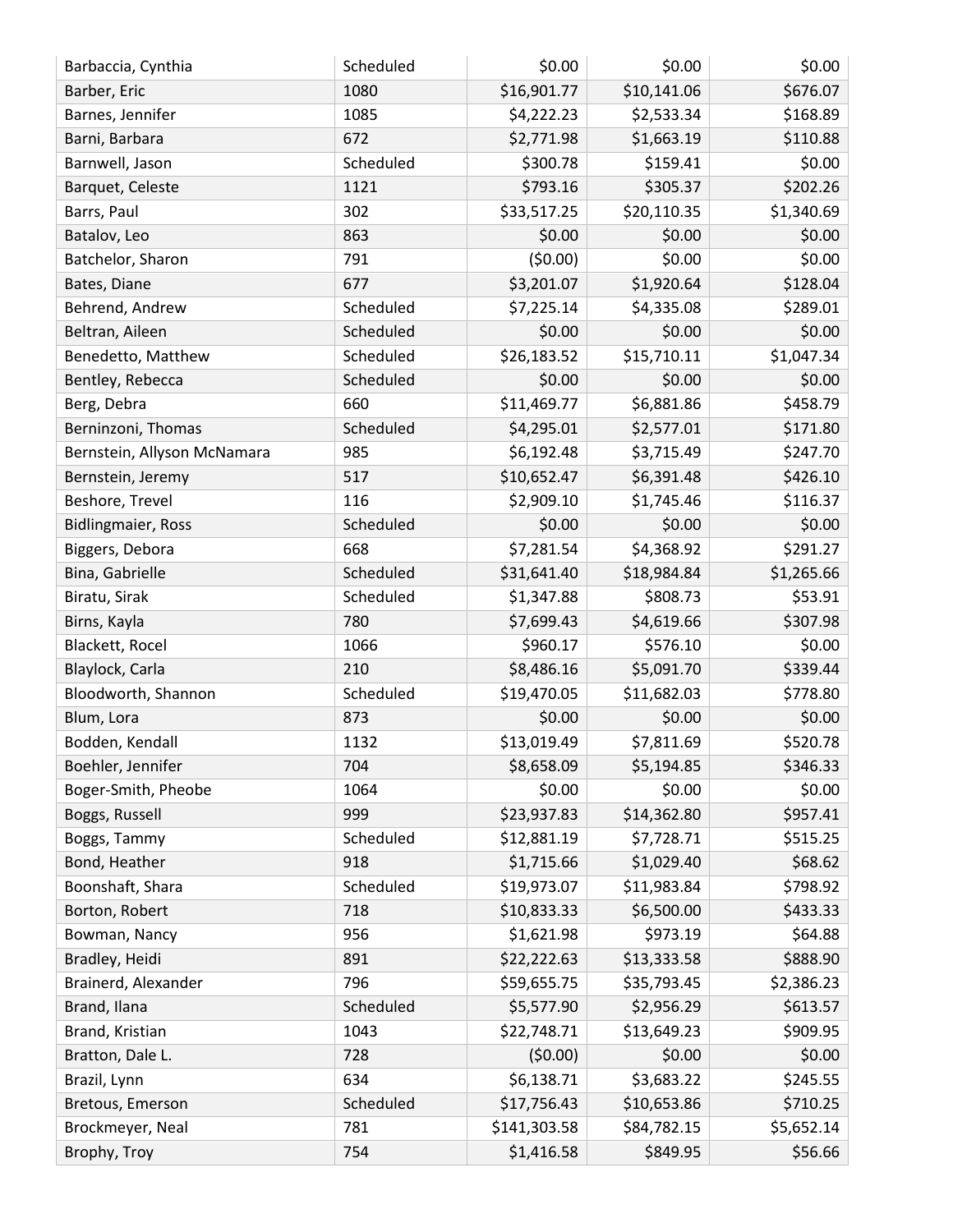| Barbaccia, Cynthia | Scheduled | $0.00 | $0.00 | $0.00 |
|---|---|---|---|---|
| Barber, Eric | 1080 | $16,901.77 | $10,141.06 | $676.07 |
| Barnes, Jennifer | 1085 | $4,222.23 | $2,533.34 | $168.89 |
| Barni, Barbara | 672 | $2,771.98 | $1,663.19 | $110.88 |
| Barnwell, Jason | Scheduled | $300.78 | $159.41 | $0.00 |
| Barquet, Celeste | 1121 | $793.16 | $305.37 | $202.26 |
| Barrs, Paul | 302 | $33,517.25 | $20,110.35 | $1,340.69 |
| Batalov, Leo | 863 | $0.00 | $0.00 | $0.00 |
| Batchelor, Sharon | 791 | ($0.00) | $0.00 | $0.00 |
| Bates, Diane | 677 | $3,201.07 | $1,920.64 | $128.04 |
| Behrend, Andrew | Scheduled | $7,225.14 | $4,335.08 | $289.01 |
| Beltran, Aileen | Scheduled | $0.00 | $0.00 | $0.00 |
| Benedetto, Matthew | Scheduled | $26,183.52 | $15,710.11 | $1,047.34 |
| Bentley, Rebecca | Scheduled | $0.00 | $0.00 | $0.00 |
| Berg, Debra | 660 | $11,469.77 | $6,881.86 | $458.79 |
| Berninzoni, Thomas | Scheduled | $4,295.01 | $2,577.01 | $171.80 |
| Bernstein, Allyson McNamara | 985 | $6,192.48 | $3,715.49 | $247.70 |
| Bernstein, Jeremy | 517 | $10,652.47 | $6,391.48 | $426.10 |
| Beshore, Trevel | 116 | $2,909.10 | $1,745.46 | $116.37 |
| Bidlingmaier, Ross | Scheduled | $0.00 | $0.00 | $0.00 |
| Biggers, Debora | 668 | $7,281.54 | $4,368.92 | $291.27 |
| Bina, Gabrielle | Scheduled | $31,641.40 | $18,984.84 | $1,265.66 |
| Biratu, Sirak | Scheduled | $1,347.88 | $808.73 | $53.91 |
| Birns, Kayla | 780 | $7,699.43 | $4,619.66 | $307.98 |
| Blackett, Rocel | 1066 | $960.17 | $576.10 | $0.00 |
| Blaylock, Carla | 210 | $8,486.16 | $5,091.70 | $339.44 |
| Bloodworth, Shannon | Scheduled | $19,470.05 | $11,682.03 | $778.80 |
| Blum, Lora | 873 | $0.00 | $0.00 | $0.00 |
| Bodden, Kendall | 1132 | $13,019.49 | $7,811.69 | $520.78 |
| Boehler, Jennifer | 704 | $8,658.09 | $5,194.85 | $346.33 |
| Boger-Smith, Pheobe | 1064 | $0.00 | $0.00 | $0.00 |
| Boggs, Russell | 999 | $23,937.83 | $14,362.80 | $957.41 |
| Boggs, Tammy | Scheduled | $12,881.19 | $7,728.71 | $515.25 |
| Bond, Heather | 918 | $1,715.66 | $1,029.40 | $68.62 |
| Boonshaft, Shara | Scheduled | $19,973.07 | $11,983.84 | $798.92 |
| Borton, Robert | 718 | $10,833.33 | $6,500.00 | $433.33 |
| Bowman, Nancy | 956 | $1,621.98 | $973.19 | $64.88 |
| Bradley, Heidi | 891 | $22,222.63 | $13,333.58 | $888.90 |
| Brainerd, Alexander | 796 | $59,655.75 | $35,793.45 | $2,386.23 |
| Brand, Ilana | Scheduled | $5,577.90 | $2,956.29 | $613.57 |
| Brand, Kristian | 1043 | $22,748.71 | $13,649.23 | $909.95 |
| Bratton, Dale L. | 728 | ($0.00) | $0.00 | $0.00 |
| Brazil, Lynn | 634 | $6,138.71 | $3,683.22 | $245.55 |
| Bretous, Emerson | Scheduled | $17,756.43 | $10,653.86 | $710.25 |
| Brockmeyer, Neal | 781 | $141,303.58 | $84,782.15 | $5,652.14 |
| Brophy, Troy | 754 | $1,416.58 | $849.95 | $56.66 |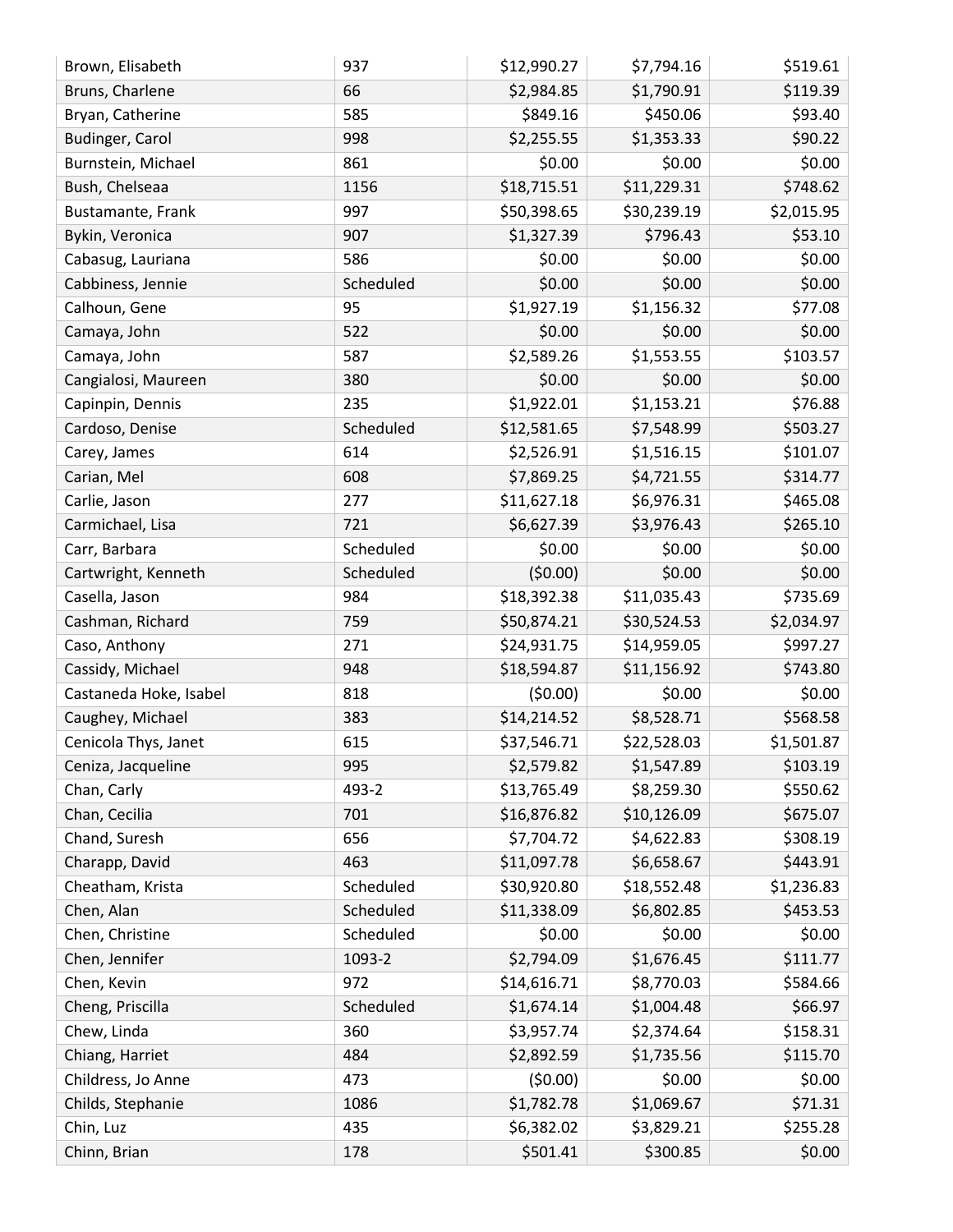| | | | | |
|---|---|---|---|---|
| Brown, Elisabeth | 937 | $12,990.27 | $7,794.16 | $519.61 |
| Bruns, Charlene | 66 | $2,984.85 | $1,790.91 | $119.39 |
| Bryan, Catherine | 585 | $849.16 | $450.06 | $93.40 |
| Budinger, Carol | 998 | $2,255.55 | $1,353.33 | $90.22 |
| Burnstein, Michael | 861 | $0.00 | $0.00 | $0.00 |
| Bush, Chelseaa | 1156 | $18,715.51 | $11,229.31 | $748.62 |
| Bustamante, Frank | 997 | $50,398.65 | $30,239.19 | $2,015.95 |
| Bykin, Veronica | 907 | $1,327.39 | $796.43 | $53.10 |
| Cabasug, Lauriana | 586 | $0.00 | $0.00 | $0.00 |
| Cabbiness, Jennie | Scheduled | $0.00 | $0.00 | $0.00 |
| Calhoun, Gene | 95 | $1,927.19 | $1,156.32 | $77.08 |
| Camaya, John | 522 | $0.00 | $0.00 | $0.00 |
| Camaya, John | 587 | $2,589.26 | $1,553.55 | $103.57 |
| Cangialosi, Maureen | 380 | $0.00 | $0.00 | $0.00 |
| Capinpin, Dennis | 235 | $1,922.01 | $1,153.21 | $76.88 |
| Cardoso, Denise | Scheduled | $12,581.65 | $7,548.99 | $503.27 |
| Carey, James | 614 | $2,526.91 | $1,516.15 | $101.07 |
| Carian, Mel | 608 | $7,869.25 | $4,721.55 | $314.77 |
| Carlie, Jason | 277 | $11,627.18 | $6,976.31 | $465.08 |
| Carmichael, Lisa | 721 | $6,627.39 | $3,976.43 | $265.10 |
| Carr, Barbara | Scheduled | $0.00 | $0.00 | $0.00 |
| Cartwright, Kenneth | Scheduled | ($0.00) | $0.00 | $0.00 |
| Casella, Jason | 984 | $18,392.38 | $11,035.43 | $735.69 |
| Cashman, Richard | 759 | $50,874.21 | $30,524.53 | $2,034.97 |
| Caso, Anthony | 271 | $24,931.75 | $14,959.05 | $997.27 |
| Cassidy, Michael | 948 | $18,594.87 | $11,156.92 | $743.80 |
| Castaneda Hoke, Isabel | 818 | ($0.00) | $0.00 | $0.00 |
| Caughey, Michael | 383 | $14,214.52 | $8,528.71 | $568.58 |
| Cenicola Thys, Janet | 615 | $37,546.71 | $22,528.03 | $1,501.87 |
| Ceniza, Jacqueline | 995 | $2,579.82 | $1,547.89 | $103.19 |
| Chan, Carly | 493-2 | $13,765.49 | $8,259.30 | $550.62 |
| Chan, Cecilia | 701 | $16,876.82 | $10,126.09 | $675.07 |
| Chand, Suresh | 656 | $7,704.72 | $4,622.83 | $308.19 |
| Charapp, David | 463 | $11,097.78 | $6,658.67 | $443.91 |
| Cheatham, Krista | Scheduled | $30,920.80 | $18,552.48 | $1,236.83 |
| Chen, Alan | Scheduled | $11,338.09 | $6,802.85 | $453.53 |
| Chen, Christine | Scheduled | $0.00 | $0.00 | $0.00 |
| Chen, Jennifer | 1093-2 | $2,794.09 | $1,676.45 | $111.77 |
| Chen, Kevin | 972 | $14,616.71 | $8,770.03 | $584.66 |
| Cheng, Priscilla | Scheduled | $1,674.14 | $1,004.48 | $66.97 |
| Chew, Linda | 360 | $3,957.74 | $2,374.64 | $158.31 |
| Chiang, Harriet | 484 | $2,892.59 | $1,735.56 | $115.70 |
| Childress, Jo Anne | 473 | ($0.00) | $0.00 | $0.00 |
| Childs, Stephanie | 1086 | $1,782.78 | $1,069.67 | $71.31 |
| Chin, Luz | 435 | $6,382.02 | $3,829.21 | $255.28 |
| Chinn, Brian | 178 | $501.41 | $300.85 | $0.00 |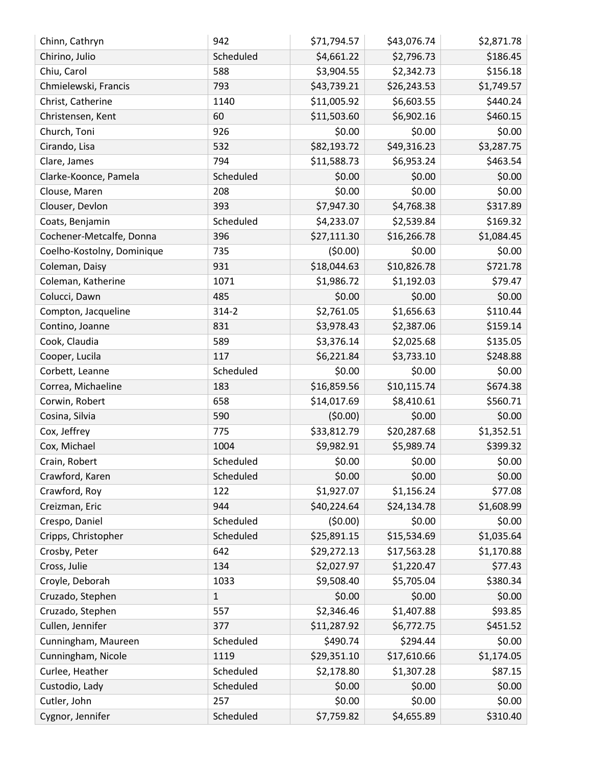| | | | | |
|---|---|---|---|---|
| Chinn, Cathryn | 942 | $71,794.57 | $43,076.74 | $2,871.78 |
| Chirino, Julio | Scheduled | $4,661.22 | $2,796.73 | $186.45 |
| Chiu, Carol | 588 | $3,904.55 | $2,342.73 | $156.18 |
| Chmielewski, Francis | 793 | $43,739.21 | $26,243.53 | $1,749.57 |
| Christ, Catherine | 1140 | $11,005.92 | $6,603.55 | $440.24 |
| Christensen, Kent | 60 | $11,503.60 | $6,902.16 | $460.15 |
| Church, Toni | 926 | $0.00 | $0.00 | $0.00 |
| Cirando, Lisa | 532 | $82,193.72 | $49,316.23 | $3,287.75 |
| Clare, James | 794 | $11,588.73 | $6,953.24 | $463.54 |
| Clarke-Koonce, Pamela | Scheduled | $0.00 | $0.00 | $0.00 |
| Clouse, Maren | 208 | $0.00 | $0.00 | $0.00 |
| Clouser, Devlon | 393 | $7,947.30 | $4,768.38 | $317.89 |
| Coats, Benjamin | Scheduled | $4,233.07 | $2,539.84 | $169.32 |
| Cochener-Metcalfe, Donna | 396 | $27,111.30 | $16,266.78 | $1,084.45 |
| Coelho-Kostolny, Dominique | 735 | ($0.00) | $0.00 | $0.00 |
| Coleman, Daisy | 931 | $18,044.63 | $10,826.78 | $721.78 |
| Coleman, Katherine | 1071 | $1,986.72 | $1,192.03 | $79.47 |
| Colucci, Dawn | 485 | $0.00 | $0.00 | $0.00 |
| Compton, Jacqueline | 314-2 | $2,761.05 | $1,656.63 | $110.44 |
| Contino, Joanne | 831 | $3,978.43 | $2,387.06 | $159.14 |
| Cook, Claudia | 589 | $3,376.14 | $2,025.68 | $135.05 |
| Cooper, Lucila | 117 | $6,221.84 | $3,733.10 | $248.88 |
| Corbett, Leanne | Scheduled | $0.00 | $0.00 | $0.00 |
| Correa, Michaeline | 183 | $16,859.56 | $10,115.74 | $674.38 |
| Corwin, Robert | 658 | $14,017.69 | $8,410.61 | $560.71 |
| Cosina, Silvia | 590 | ($0.00) | $0.00 | $0.00 |
| Cox, Jeffrey | 775 | $33,812.79 | $20,287.68 | $1,352.51 |
| Cox, Michael | 1004 | $9,982.91 | $5,989.74 | $399.32 |
| Crain, Robert | Scheduled | $0.00 | $0.00 | $0.00 |
| Crawford, Karen | Scheduled | $0.00 | $0.00 | $0.00 |
| Crawford, Roy | 122 | $1,927.07 | $1,156.24 | $77.08 |
| Creizman, Eric | 944 | $40,224.64 | $24,134.78 | $1,608.99 |
| Crespo, Daniel | Scheduled | ($0.00) | $0.00 | $0.00 |
| Cripps, Christopher | Scheduled | $25,891.15 | $15,534.69 | $1,035.64 |
| Crosby, Peter | 642 | $29,272.13 | $17,563.28 | $1,170.88 |
| Cross, Julie | 134 | $2,027.97 | $1,220.47 | $77.43 |
| Croyle, Deborah | 1033 | $9,508.40 | $5,705.04 | $380.34 |
| Cruzado, Stephen | 1 | $0.00 | $0.00 | $0.00 |
| Cruzado, Stephen | 557 | $2,346.46 | $1,407.88 | $93.85 |
| Cullen, Jennifer | 377 | $11,287.92 | $6,772.75 | $451.52 |
| Cunningham, Maureen | Scheduled | $490.74 | $294.44 | $0.00 |
| Cunningham, Nicole | 1119 | $29,351.10 | $17,610.66 | $1,174.05 |
| Curlee, Heather | Scheduled | $2,178.80 | $1,307.28 | $87.15 |
| Custodio, Lady | Scheduled | $0.00 | $0.00 | $0.00 |
| Cutler, John | 257 | $0.00 | $0.00 | $0.00 |
| Cygnor, Jennifer | Scheduled | $7,759.82 | $4,655.89 | $310.40 |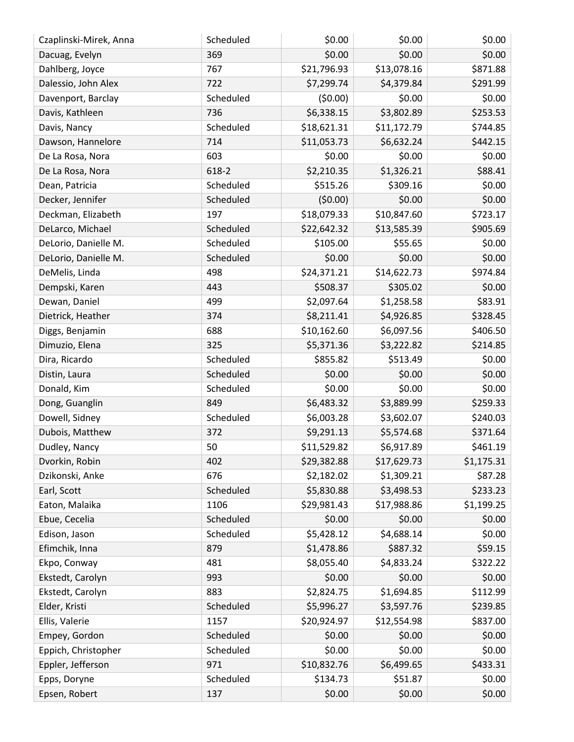| | | | | |
|---|---|---|---|---|
| Czaplinski-Mirek, Anna | Scheduled | $0.00 | $0.00 | $0.00 |
| Dacuag, Evelyn | 369 | $0.00 | $0.00 | $0.00 |
| Dahlberg, Joyce | 767 | $21,796.93 | $13,078.16 | $871.88 |
| Dalessio, John Alex | 722 | $7,299.74 | $4,379.84 | $291.99 |
| Davenport, Barclay | Scheduled | ($0.00) | $0.00 | $0.00 |
| Davis, Kathleen | 736 | $6,338.15 | $3,802.89 | $253.53 |
| Davis, Nancy | Scheduled | $18,621.31 | $11,172.79 | $744.85 |
| Dawson, Hannelore | 714 | $11,053.73 | $6,632.24 | $442.15 |
| De La Rosa, Nora | 603 | $0.00 | $0.00 | $0.00 |
| De La Rosa, Nora | 618-2 | $2,210.35 | $1,326.21 | $88.41 |
| Dean, Patricia | Scheduled | $515.26 | $309.16 | $0.00 |
| Decker, Jennifer | Scheduled | ($0.00) | $0.00 | $0.00 |
| Deckman, Elizabeth | 197 | $18,079.33 | $10,847.60 | $723.17 |
| DeLarco, Michael | Scheduled | $22,642.32 | $13,585.39 | $905.69 |
| DeLorio, Danielle M. | Scheduled | $105.00 | $55.65 | $0.00 |
| DeLorio, Danielle M. | Scheduled | $0.00 | $0.00 | $0.00 |
| DeMelis, Linda | 498 | $24,371.21 | $14,622.73 | $974.84 |
| Dempski, Karen | 443 | $508.37 | $305.02 | $0.00 |
| Dewan, Daniel | 499 | $2,097.64 | $1,258.58 | $83.91 |
| Dietrick, Heather | 374 | $8,211.41 | $4,926.85 | $328.45 |
| Diggs, Benjamin | 688 | $10,162.60 | $6,097.56 | $406.50 |
| Dimuzio, Elena | 325 | $5,371.36 | $3,222.82 | $214.85 |
| Dira, Ricardo | Scheduled | $855.82 | $513.49 | $0.00 |
| Distin, Laura | Scheduled | $0.00 | $0.00 | $0.00 |
| Donald, Kim | Scheduled | $0.00 | $0.00 | $0.00 |
| Dong, Guanglin | 849 | $6,483.32 | $3,889.99 | $259.33 |
| Dowell, Sidney | Scheduled | $6,003.28 | $3,602.07 | $240.03 |
| Dubois, Matthew | 372 | $9,291.13 | $5,574.68 | $371.64 |
| Dudley, Nancy | 50 | $11,529.82 | $6,917.89 | $461.19 |
| Dvorkin, Robin | 402 | $29,382.88 | $17,629.73 | $1,175.31 |
| Dzikonski, Anke | 676 | $2,182.02 | $1,309.21 | $87.28 |
| Earl, Scott | Scheduled | $5,830.88 | $3,498.53 | $233.23 |
| Eaton, Malaika | 1106 | $29,981.43 | $17,988.86 | $1,199.25 |
| Ebue, Cecelia | Scheduled | $0.00 | $0.00 | $0.00 |
| Edison, Jason | Scheduled | $5,428.12 | $4,688.14 | $0.00 |
| Efimchik, Inna | 879 | $1,478.86 | $887.32 | $59.15 |
| Ekpo, Conway | 481 | $8,055.40 | $4,833.24 | $322.22 |
| Ekstedt, Carolyn | 993 | $0.00 | $0.00 | $0.00 |
| Ekstedt, Carolyn | 883 | $2,824.75 | $1,694.85 | $112.99 |
| Elder, Kristi | Scheduled | $5,996.27 | $3,597.76 | $239.85 |
| Ellis, Valerie | 1157 | $20,924.97 | $12,554.98 | $837.00 |
| Empey, Gordon | Scheduled | $0.00 | $0.00 | $0.00 |
| Eppich, Christopher | Scheduled | $0.00 | $0.00 | $0.00 |
| Eppler, Jefferson | 971 | $10,832.76 | $6,499.65 | $433.31 |
| Epps, Doryne | Scheduled | $134.73 | $51.87 | $0.00 |
| Epsen, Robert | 137 | $0.00 | $0.00 | $0.00 |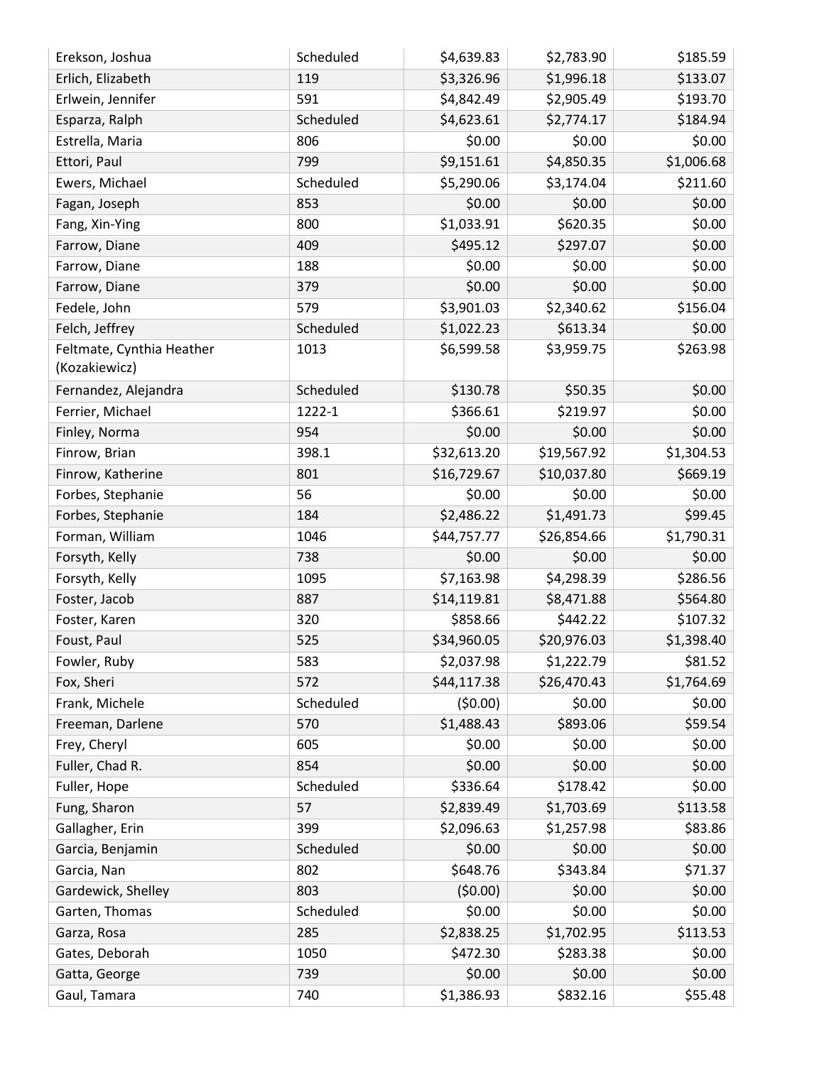| | | | | |
|---|---|---|---|---|
| Erekson, Joshua | Scheduled | $4,639.83 | $2,783.90 | $185.59 |
| Erlich, Elizabeth | 119 | $3,326.96 | $1,996.18 | $133.07 |
| Erlwein, Jennifer | 591 | $4,842.49 | $2,905.49 | $193.70 |
| Esparza, Ralph | Scheduled | $4,623.61 | $2,774.17 | $184.94 |
| Estrella, Maria | 806 | $0.00 | $0.00 | $0.00 |
| Ettori, Paul | 799 | $9,151.61 | $4,850.35 | $1,006.68 |
| Ewers, Michael | Scheduled | $5,290.06 | $3,174.04 | $211.60 |
| Fagan, Joseph | 853 | $0.00 | $0.00 | $0.00 |
| Fang, Xin-Ying | 800 | $1,033.91 | $620.35 | $0.00 |
| Farrow, Diane | 409 | $495.12 | $297.07 | $0.00 |
| Farrow, Diane | 188 | $0.00 | $0.00 | $0.00 |
| Farrow, Diane | 379 | $0.00 | $0.00 | $0.00 |
| Fedele, John | 579 | $3,901.03 | $2,340.62 | $156.04 |
| Felch, Jeffrey | Scheduled | $1,022.23 | $613.34 | $0.00 |
| Feltmate, Cynthia Heather (Kozakiewicz) | 1013 | $6,599.58 | $3,959.75 | $263.98 |
| Fernandez, Alejandra | Scheduled | $130.78 | $50.35 | $0.00 |
| Ferrier, Michael | 1222-1 | $366.61 | $219.97 | $0.00 |
| Finley, Norma | 954 | $0.00 | $0.00 | $0.00 |
| Finrow, Brian | 398.1 | $32,613.20 | $19,567.92 | $1,304.53 |
| Finrow, Katherine | 801 | $16,729.67 | $10,037.80 | $669.19 |
| Forbes, Stephanie | 56 | $0.00 | $0.00 | $0.00 |
| Forbes, Stephanie | 184 | $2,486.22 | $1,491.73 | $99.45 |
| Forman, William | 1046 | $44,757.77 | $26,854.66 | $1,790.31 |
| Forsyth, Kelly | 738 | $0.00 | $0.00 | $0.00 |
| Forsyth, Kelly | 1095 | $7,163.98 | $4,298.39 | $286.56 |
| Foster, Jacob | 887 | $14,119.81 | $8,471.88 | $564.80 |
| Foster, Karen | 320 | $858.66 | $442.22 | $107.32 |
| Foust, Paul | 525 | $34,960.05 | $20,976.03 | $1,398.40 |
| Fowler, Ruby | 583 | $2,037.98 | $1,222.79 | $81.52 |
| Fox, Sheri | 572 | $44,117.38 | $26,470.43 | $1,764.69 |
| Frank, Michele | Scheduled | ($0.00) | $0.00 | $0.00 |
| Freeman, Darlene | 570 | $1,488.43 | $893.06 | $59.54 |
| Frey, Cheryl | 605 | $0.00 | $0.00 | $0.00 |
| Fuller, Chad R. | 854 | $0.00 | $0.00 | $0.00 |
| Fuller, Hope | Scheduled | $336.64 | $178.42 | $0.00 |
| Fung, Sharon | 57 | $2,839.49 | $1,703.69 | $113.58 |
| Gallagher, Erin | 399 | $2,096.63 | $1,257.98 | $83.86 |
| Garcia, Benjamin | Scheduled | $0.00 | $0.00 | $0.00 |
| Garcia, Nan | 802 | $648.76 | $343.84 | $71.37 |
| Gardewick, Shelley | 803 | ($0.00) | $0.00 | $0.00 |
| Garten, Thomas | Scheduled | $0.00 | $0.00 | $0.00 |
| Garza, Rosa | 285 | $2,838.25 | $1,702.95 | $113.53 |
| Gates, Deborah | 1050 | $472.30 | $283.38 | $0.00 |
| Gatta, George | 739 | $0.00 | $0.00 | $0.00 |
| Gaul, Tamara | 740 | $1,386.93 | $832.16 | $55.48 |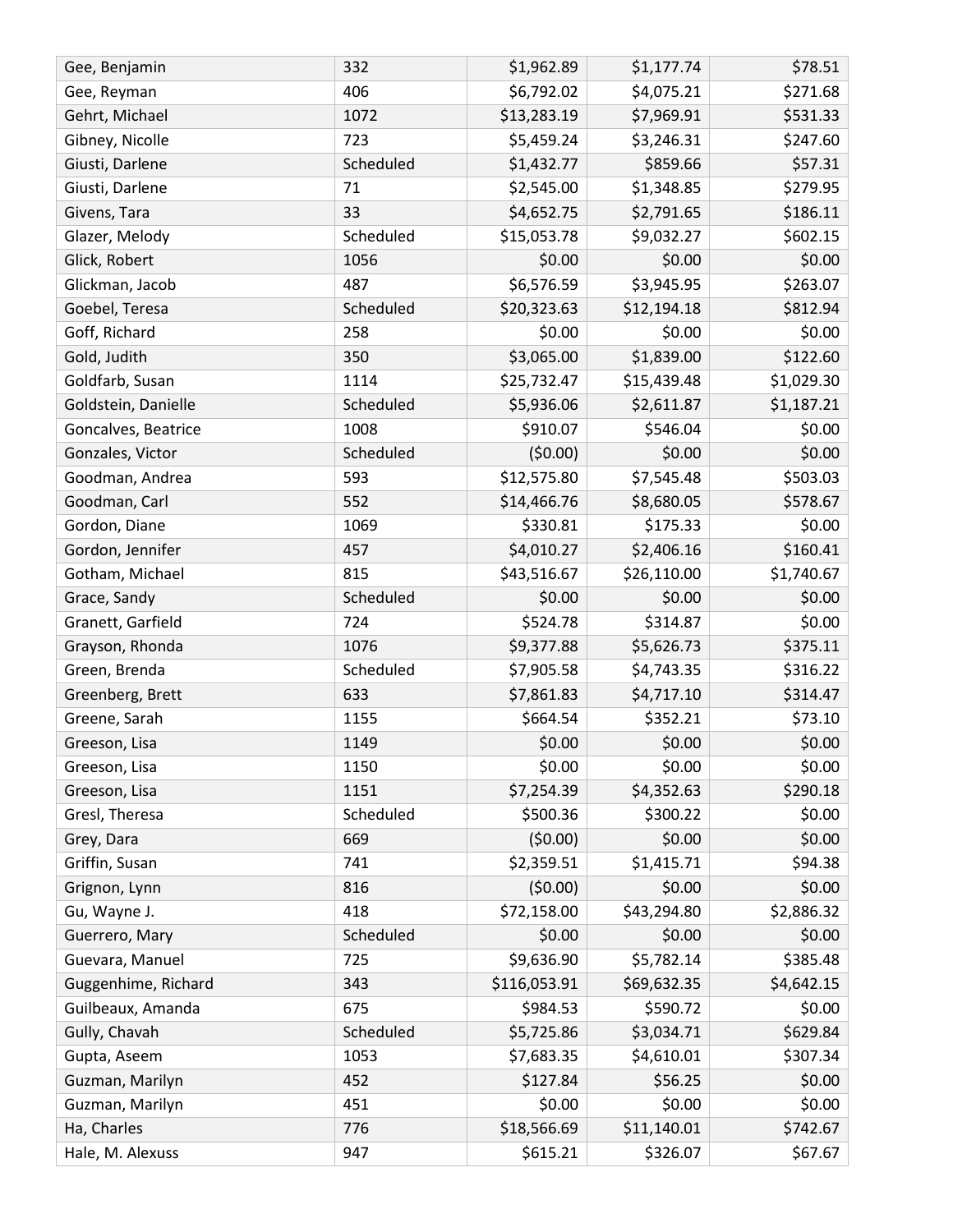| | | | | |
|---|---|---|---|---|
| Gee, Benjamin | 332 | $1,962.89 | $1,177.74 | $78.51 |
| Gee, Reyman | 406 | $6,792.02 | $4,075.21 | $271.68 |
| Gehrt, Michael | 1072 | $13,283.19 | $7,969.91 | $531.33 |
| Gibney, Nicolle | 723 | $5,459.24 | $3,246.31 | $247.60 |
| Giusti, Darlene | Scheduled | $1,432.77 | $859.66 | $57.31 |
| Giusti, Darlene | 71 | $2,545.00 | $1,348.85 | $279.95 |
| Givens, Tara | 33 | $4,652.75 | $2,791.65 | $186.11 |
| Glazer, Melody | Scheduled | $15,053.78 | $9,032.27 | $602.15 |
| Glick, Robert | 1056 | $0.00 | $0.00 | $0.00 |
| Glickman, Jacob | 487 | $6,576.59 | $3,945.95 | $263.07 |
| Goebel, Teresa | Scheduled | $20,323.63 | $12,194.18 | $812.94 |
| Goff, Richard | 258 | $0.00 | $0.00 | $0.00 |
| Gold, Judith | 350 | $3,065.00 | $1,839.00 | $122.60 |
| Goldfarb, Susan | 1114 | $25,732.47 | $15,439.48 | $1,029.30 |
| Goldstein, Danielle | Scheduled | $5,936.06 | $2,611.87 | $1,187.21 |
| Goncalves, Beatrice | 1008 | $910.07 | $546.04 | $0.00 |
| Gonzales, Victor | Scheduled | ($0.00) | $0.00 | $0.00 |
| Goodman, Andrea | 593 | $12,575.80 | $7,545.48 | $503.03 |
| Goodman, Carl | 552 | $14,466.76 | $8,680.05 | $578.67 |
| Gordon, Diane | 1069 | $330.81 | $175.33 | $0.00 |
| Gordon, Jennifer | 457 | $4,010.27 | $2,406.16 | $160.41 |
| Gotham, Michael | 815 | $43,516.67 | $26,110.00 | $1,740.67 |
| Grace, Sandy | Scheduled | $0.00 | $0.00 | $0.00 |
| Granett, Garfield | 724 | $524.78 | $314.87 | $0.00 |
| Grayson, Rhonda | 1076 | $9,377.88 | $5,626.73 | $375.11 |
| Green, Brenda | Scheduled | $7,905.58 | $4,743.35 | $316.22 |
| Greenberg, Brett | 633 | $7,861.83 | $4,717.10 | $314.47 |
| Greene, Sarah | 1155 | $664.54 | $352.21 | $73.10 |
| Greeson, Lisa | 1149 | $0.00 | $0.00 | $0.00 |
| Greeson, Lisa | 1150 | $0.00 | $0.00 | $0.00 |
| Greeson, Lisa | 1151 | $7,254.39 | $4,352.63 | $290.18 |
| Gresl, Theresa | Scheduled | $500.36 | $300.22 | $0.00 |
| Grey, Dara | 669 | ($0.00) | $0.00 | $0.00 |
| Griffin, Susan | 741 | $2,359.51 | $1,415.71 | $94.38 |
| Grignon, Lynn | 816 | ($0.00) | $0.00 | $0.00 |
| Gu, Wayne J. | 418 | $72,158.00 | $43,294.80 | $2,886.32 |
| Guerrero, Mary | Scheduled | $0.00 | $0.00 | $0.00 |
| Guevara, Manuel | 725 | $9,636.90 | $5,782.14 | $385.48 |
| Guggenhime, Richard | 343 | $116,053.91 | $69,632.35 | $4,642.15 |
| Guilbeaux, Amanda | 675 | $984.53 | $590.72 | $0.00 |
| Gully, Chavah | Scheduled | $5,725.86 | $3,034.71 | $629.84 |
| Gupta, Aseem | 1053 | $7,683.35 | $4,610.01 | $307.34 |
| Guzman, Marilyn | 452 | $127.84 | $56.25 | $0.00 |
| Guzman, Marilyn | 451 | $0.00 | $0.00 | $0.00 |
| Ha, Charles | 776 | $18,566.69 | $11,140.01 | $742.67 |
| Hale, M. Alexuss | 947 | $615.21 | $326.07 | $67.67 |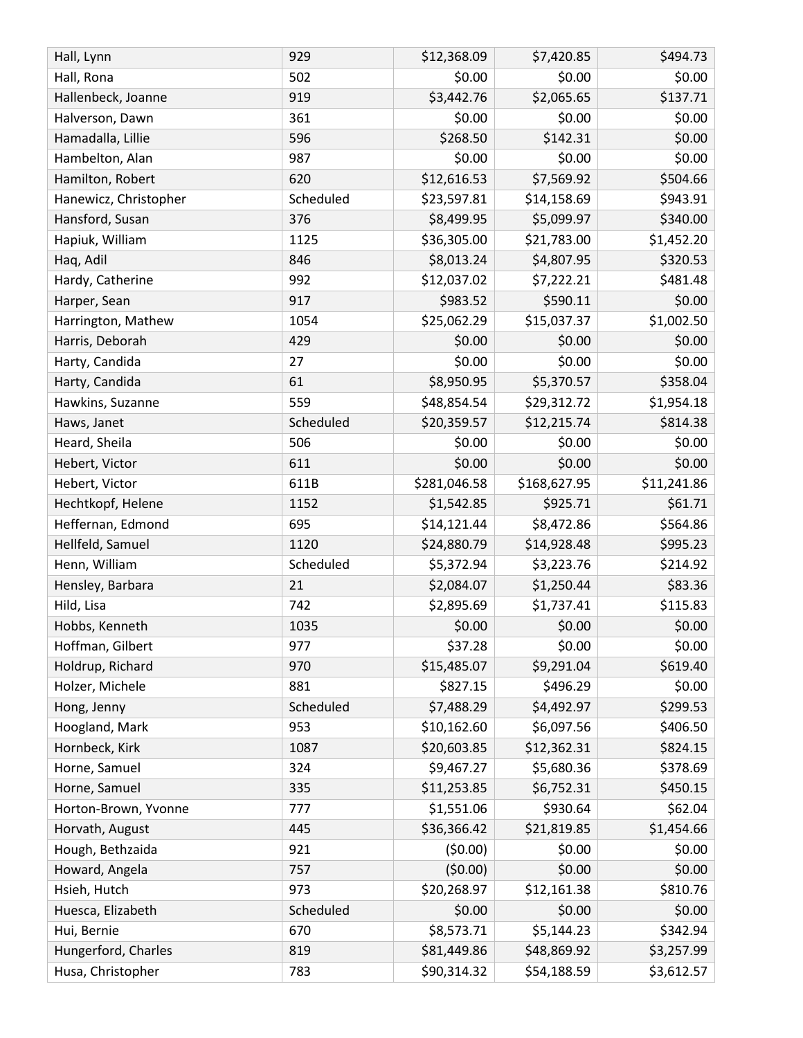| | | | | |
|---|---|---|---|---|
| Hall, Lynn | 929 | $12,368.09 | $7,420.85 | $494.73 |
| Hall, Rona | 502 | $0.00 | $0.00 | $0.00 |
| Hallenbeck, Joanne | 919 | $3,442.76 | $2,065.65 | $137.71 |
| Halverson, Dawn | 361 | $0.00 | $0.00 | $0.00 |
| Hamadalla, Lillie | 596 | $268.50 | $142.31 | $0.00 |
| Hambelton, Alan | 987 | $0.00 | $0.00 | $0.00 |
| Hamilton, Robert | 620 | $12,616.53 | $7,569.92 | $504.66 |
| Hanewicz, Christopher | Scheduled | $23,597.81 | $14,158.69 | $943.91 |
| Hansford, Susan | 376 | $8,499.95 | $5,099.97 | $340.00 |
| Hapiuk, William | 1125 | $36,305.00 | $21,783.00 | $1,452.20 |
| Haq, Adil | 846 | $8,013.24 | $4,807.95 | $320.53 |
| Hardy, Catherine | 992 | $12,037.02 | $7,222.21 | $481.48 |
| Harper, Sean | 917 | $983.52 | $590.11 | $0.00 |
| Harrington, Mathew | 1054 | $25,062.29 | $15,037.37 | $1,002.50 |
| Harris, Deborah | 429 | $0.00 | $0.00 | $0.00 |
| Harty, Candida | 27 | $0.00 | $0.00 | $0.00 |
| Harty, Candida | 61 | $8,950.95 | $5,370.57 | $358.04 |
| Hawkins, Suzanne | 559 | $48,854.54 | $29,312.72 | $1,954.18 |
| Haws, Janet | Scheduled | $20,359.57 | $12,215.74 | $814.38 |
| Heard, Sheila | 506 | $0.00 | $0.00 | $0.00 |
| Hebert, Victor | 611 | $0.00 | $0.00 | $0.00 |
| Hebert, Victor | 611B | $281,046.58 | $168,627.95 | $11,241.86 |
| Hechtkopf, Helene | 1152 | $1,542.85 | $925.71 | $61.71 |
| Heffernan, Edmond | 695 | $14,121.44 | $8,472.86 | $564.86 |
| Hellfeld, Samuel | 1120 | $24,880.79 | $14,928.48 | $995.23 |
| Henn, William | Scheduled | $5,372.94 | $3,223.76 | $214.92 |
| Hensley, Barbara | 21 | $2,084.07 | $1,250.44 | $83.36 |
| Hild, Lisa | 742 | $2,895.69 | $1,737.41 | $115.83 |
| Hobbs, Kenneth | 1035 | $0.00 | $0.00 | $0.00 |
| Hoffman, Gilbert | 977 | $37.28 | $0.00 | $0.00 |
| Holdrup, Richard | 970 | $15,485.07 | $9,291.04 | $619.40 |
| Holzer, Michele | 881 | $827.15 | $496.29 | $0.00 |
| Hong, Jenny | Scheduled | $7,488.29 | $4,492.97 | $299.53 |
| Hoogland, Mark | 953 | $10,162.60 | $6,097.56 | $406.50 |
| Hornbeck, Kirk | 1087 | $20,603.85 | $12,362.31 | $824.15 |
| Horne, Samuel | 324 | $9,467.27 | $5,680.36 | $378.69 |
| Horne, Samuel | 335 | $11,253.85 | $6,752.31 | $450.15 |
| Horton-Brown, Yvonne | 777 | $1,551.06 | $930.64 | $62.04 |
| Horvath, August | 445 | $36,366.42 | $21,819.85 | $1,454.66 |
| Hough, Bethzaida | 921 | ($0.00) | $0.00 | $0.00 |
| Howard, Angela | 757 | ($0.00) | $0.00 | $0.00 |
| Hsieh, Hutch | 973 | $20,268.97 | $12,161.38 | $810.76 |
| Huesca, Elizabeth | Scheduled | $0.00 | $0.00 | $0.00 |
| Hui, Bernie | 670 | $8,573.71 | $5,144.23 | $342.94 |
| Hungerford, Charles | 819 | $81,449.86 | $48,869.92 | $3,257.99 |
| Husa, Christopher | 783 | $90,314.32 | $54,188.59 | $3,612.57 |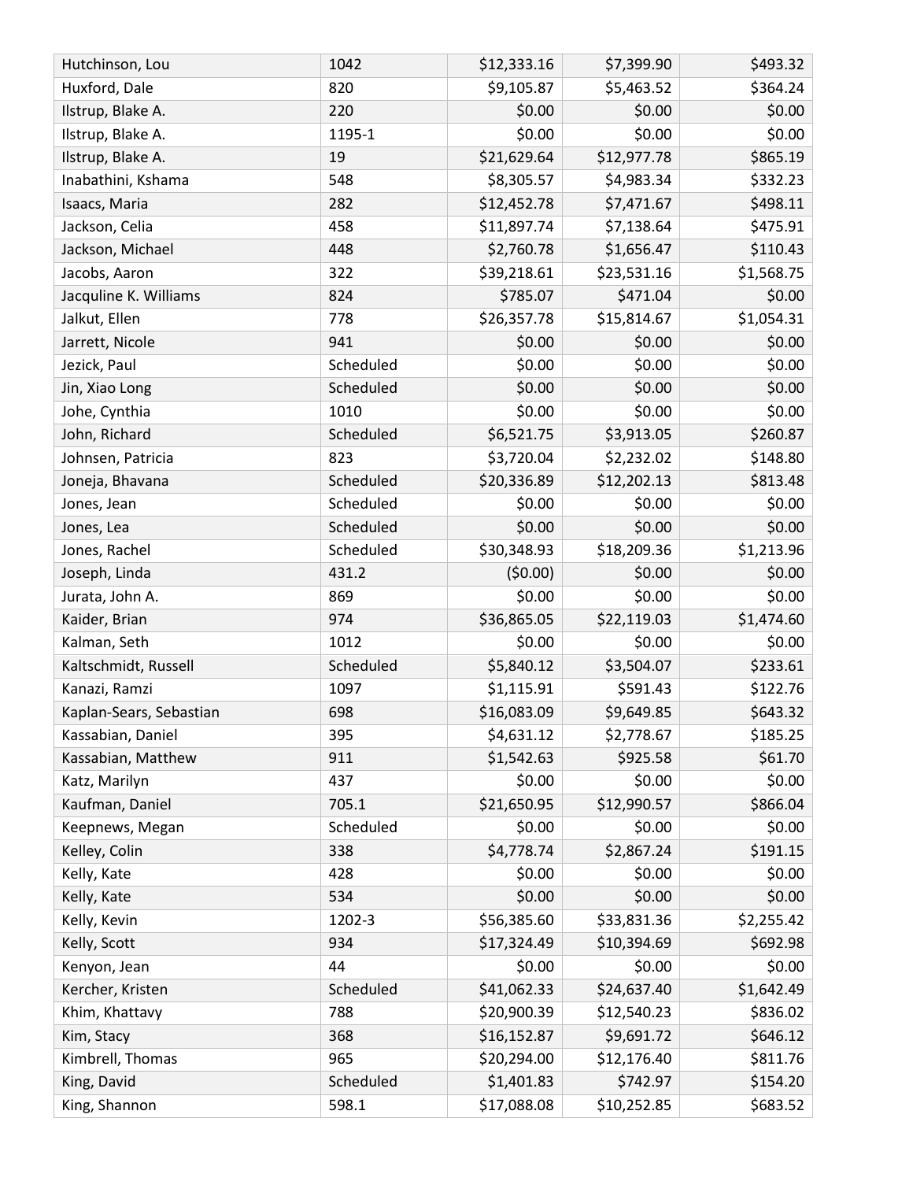| | | | | |
|---|---|---|---|---|
| Hutchinson, Lou | 1042 | $12,333.16 | $7,399.90 | $493.32 |
| Huxford, Dale | 820 | $9,105.87 | $5,463.52 | $364.24 |
| Ilstrup, Blake A. | 220 | $0.00 | $0.00 | $0.00 |
| Ilstrup, Blake A. | 1195-1 | $0.00 | $0.00 | $0.00 |
| Ilstrup, Blake A. | 19 | $21,629.64 | $12,977.78 | $865.19 |
| Inabathini, Kshama | 548 | $8,305.57 | $4,983.34 | $332.23 |
| Isaacs, Maria | 282 | $12,452.78 | $7,471.67 | $498.11 |
| Jackson, Celia | 458 | $11,897.74 | $7,138.64 | $475.91 |
| Jackson, Michael | 448 | $2,760.78 | $1,656.47 | $110.43 |
| Jacobs, Aaron | 322 | $39,218.61 | $23,531.16 | $1,568.75 |
| Jacquline K. Williams | 824 | $785.07 | $471.04 | $0.00 |
| Jalkut, Ellen | 778 | $26,357.78 | $15,814.67 | $1,054.31 |
| Jarrett, Nicole | 941 | $0.00 | $0.00 | $0.00 |
| Jezick, Paul | Scheduled | $0.00 | $0.00 | $0.00 |
| Jin, Xiao Long | Scheduled | $0.00 | $0.00 | $0.00 |
| Johe, Cynthia | 1010 | $0.00 | $0.00 | $0.00 |
| John, Richard | Scheduled | $6,521.75 | $3,913.05 | $260.87 |
| Johnsen, Patricia | 823 | $3,720.04 | $2,232.02 | $148.80 |
| Joneja, Bhavana | Scheduled | $20,336.89 | $12,202.13 | $813.48 |
| Jones, Jean | Scheduled | $0.00 | $0.00 | $0.00 |
| Jones, Lea | Scheduled | $0.00 | $0.00 | $0.00 |
| Jones, Rachel | Scheduled | $30,348.93 | $18,209.36 | $1,213.96 |
| Joseph, Linda | 431.2 | ($0.00) | $0.00 | $0.00 |
| Jurata, John A. | 869 | $0.00 | $0.00 | $0.00 |
| Kaider, Brian | 974 | $36,865.05 | $22,119.03 | $1,474.60 |
| Kalman, Seth | 1012 | $0.00 | $0.00 | $0.00 |
| Kaltschmidt, Russell | Scheduled | $5,840.12 | $3,504.07 | $233.61 |
| Kanazi, Ramzi | 1097 | $1,115.91 | $591.43 | $122.76 |
| Kaplan-Sears, Sebastian | 698 | $16,083.09 | $9,649.85 | $643.32 |
| Kassabian, Daniel | 395 | $4,631.12 | $2,778.67 | $185.25 |
| Kassabian, Matthew | 911 | $1,542.63 | $925.58 | $61.70 |
| Katz, Marilyn | 437 | $0.00 | $0.00 | $0.00 |
| Kaufman, Daniel | 705.1 | $21,650.95 | $12,990.57 | $866.04 |
| Keepnews, Megan | Scheduled | $0.00 | $0.00 | $0.00 |
| Kelley, Colin | 338 | $4,778.74 | $2,867.24 | $191.15 |
| Kelly, Kate | 428 | $0.00 | $0.00 | $0.00 |
| Kelly, Kate | 534 | $0.00 | $0.00 | $0.00 |
| Kelly, Kevin | 1202-3 | $56,385.60 | $33,831.36 | $2,255.42 |
| Kelly, Scott | 934 | $17,324.49 | $10,394.69 | $692.98 |
| Kenyon, Jean | 44 | $0.00 | $0.00 | $0.00 |
| Kercher, Kristen | Scheduled | $41,062.33 | $24,637.40 | $1,642.49 |
| Khim, Khattavy | 788 | $20,900.39 | $12,540.23 | $836.02 |
| Kim, Stacy | 368 | $16,152.87 | $9,691.72 | $646.12 |
| Kimbrell, Thomas | 965 | $20,294.00 | $12,176.40 | $811.76 |
| King, David | Scheduled | $1,401.83 | $742.97 | $154.20 |
| King, Shannon | 598.1 | $17,088.08 | $10,252.85 | $683.52 |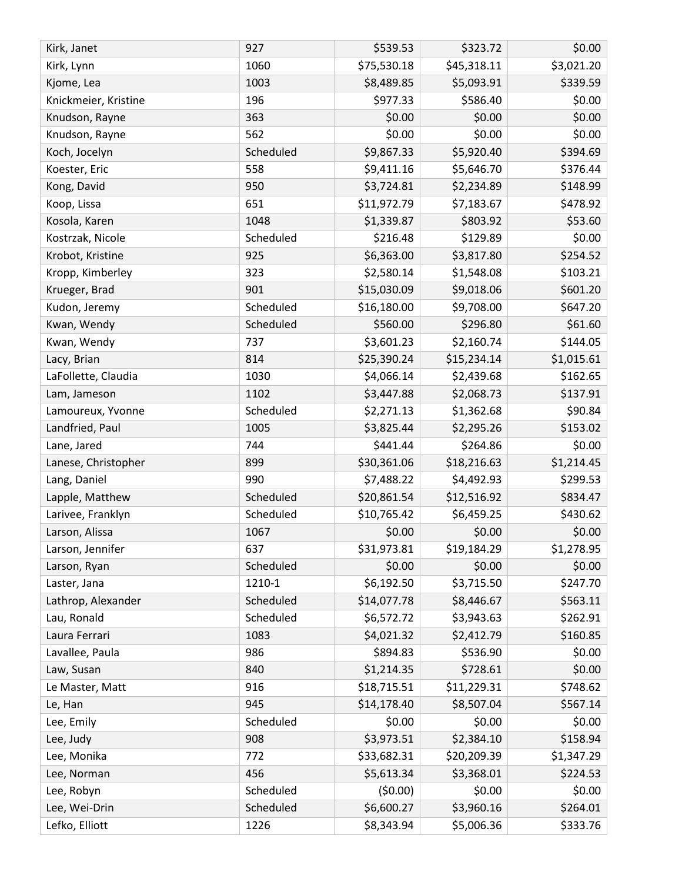| | | | | |
|---|---|---|---|---|
| Kirk, Janet | 927 | $539.53 | $323.72 | $0.00 |
| Kirk, Lynn | 1060 | $75,530.18 | $45,318.11 | $3,021.20 |
| Kjome, Lea | 1003 | $8,489.85 | $5,093.91 | $339.59 |
| Knickmeier, Kristine | 196 | $977.33 | $586.40 | $0.00 |
| Knudson, Rayne | 363 | $0.00 | $0.00 | $0.00 |
| Knudson, Rayne | 562 | $0.00 | $0.00 | $0.00 |
| Koch, Jocelyn | Scheduled | $9,867.33 | $5,920.40 | $394.69 |
| Koester, Eric | 558 | $9,411.16 | $5,646.70 | $376.44 |
| Kong, David | 950 | $3,724.81 | $2,234.89 | $148.99 |
| Koop, Lissa | 651 | $11,972.79 | $7,183.67 | $478.92 |
| Kosola, Karen | 1048 | $1,339.87 | $803.92 | $53.60 |
| Kostrzak, Nicole | Scheduled | $216.48 | $129.89 | $0.00 |
| Krobot, Kristine | 925 | $6,363.00 | $3,817.80 | $254.52 |
| Kropp, Kimberley | 323 | $2,580.14 | $1,548.08 | $103.21 |
| Krueger, Brad | 901 | $15,030.09 | $9,018.06 | $601.20 |
| Kudon, Jeremy | Scheduled | $16,180.00 | $9,708.00 | $647.20 |
| Kwan, Wendy | Scheduled | $560.00 | $296.80 | $61.60 |
| Kwan, Wendy | 737 | $3,601.23 | $2,160.74 | $144.05 |
| Lacy, Brian | 814 | $25,390.24 | $15,234.14 | $1,015.61 |
| LaFollette, Claudia | 1030 | $4,066.14 | $2,439.68 | $162.65 |
| Lam, Jameson | 1102 | $3,447.88 | $2,068.73 | $137.91 |
| Lamoureux, Yvonne | Scheduled | $2,271.13 | $1,362.68 | $90.84 |
| Landfried, Paul | 1005 | $3,825.44 | $2,295.26 | $153.02 |
| Lane, Jared | 744 | $441.44 | $264.86 | $0.00 |
| Lanese, Christopher | 899 | $30,361.06 | $18,216.63 | $1,214.45 |
| Lang, Daniel | 990 | $7,488.22 | $4,492.93 | $299.53 |
| Lapple, Matthew | Scheduled | $20,861.54 | $12,516.92 | $834.47 |
| Larivee, Franklyn | Scheduled | $10,765.42 | $6,459.25 | $430.62 |
| Larson, Alissa | 1067 | $0.00 | $0.00 | $0.00 |
| Larson, Jennifer | 637 | $31,973.81 | $19,184.29 | $1,278.95 |
| Larson, Ryan | Scheduled | $0.00 | $0.00 | $0.00 |
| Laster, Jana | 1210-1 | $6,192.50 | $3,715.50 | $247.70 |
| Lathrop, Alexander | Scheduled | $14,077.78 | $8,446.67 | $563.11 |
| Lau, Ronald | Scheduled | $6,572.72 | $3,943.63 | $262.91 |
| Laura Ferrari | 1083 | $4,021.32 | $2,412.79 | $160.85 |
| Lavallee, Paula | 986 | $894.83 | $536.90 | $0.00 |
| Law, Susan | 840 | $1,214.35 | $728.61 | $0.00 |
| Le Master, Matt | 916 | $18,715.51 | $11,229.31 | $748.62 |
| Le, Han | 945 | $14,178.40 | $8,507.04 | $567.14 |
| Lee, Emily | Scheduled | $0.00 | $0.00 | $0.00 |
| Lee, Judy | 908 | $3,973.51 | $2,384.10 | $158.94 |
| Lee, Monika | 772 | $33,682.31 | $20,209.39 | $1,347.29 |
| Lee, Norman | 456 | $5,613.34 | $3,368.01 | $224.53 |
| Lee, Robyn | Scheduled | ($0.00) | $0.00 | $0.00 |
| Lee, Wei-Drin | Scheduled | $6,600.27 | $3,960.16 | $264.01 |
| Lefko, Elliott | 1226 | $8,343.94 | $5,006.36 | $333.76 |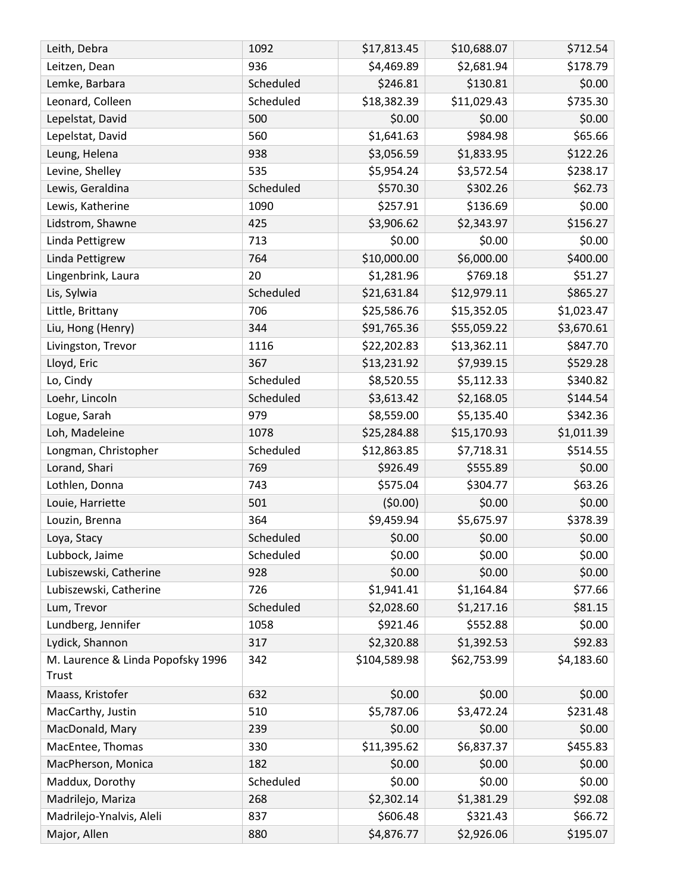| | | | | |
|---|---|---|---|---|
| Leith, Debra | 1092 | $17,813.45 | $10,688.07 | $712.54 |
| Leitzen, Dean | 936 | $4,469.89 | $2,681.94 | $178.79 |
| Lemke, Barbara | Scheduled | $246.81 | $130.81 | $0.00 |
| Leonard, Colleen | Scheduled | $18,382.39 | $11,029.43 | $735.30 |
| Lepelstat, David | 500 | $0.00 | $0.00 | $0.00 |
| Lepelstat, David | 560 | $1,641.63 | $984.98 | $65.66 |
| Leung, Helena | 938 | $3,056.59 | $1,833.95 | $122.26 |
| Levine, Shelley | 535 | $5,954.24 | $3,572.54 | $238.17 |
| Lewis, Geraldina | Scheduled | $570.30 | $302.26 | $62.73 |
| Lewis, Katherine | 1090 | $257.91 | $136.69 | $0.00 |
| Lidstrom, Shawne | 425 | $3,906.62 | $2,343.97 | $156.27 |
| Linda Pettigrew | 713 | $0.00 | $0.00 | $0.00 |
| Linda Pettigrew | 764 | $10,000.00 | $6,000.00 | $400.00 |
| Lingenbrink, Laura | 20 | $1,281.96 | $769.18 | $51.27 |
| Lis, Sylwia | Scheduled | $21,631.84 | $12,979.11 | $865.27 |
| Little, Brittany | 706 | $25,586.76 | $15,352.05 | $1,023.47 |
| Liu, Hong (Henry) | 344 | $91,765.36 | $55,059.22 | $3,670.61 |
| Livingston, Trevor | 1116 | $22,202.83 | $13,362.11 | $847.70 |
| Lloyd, Eric | 367 | $13,231.92 | $7,939.15 | $529.28 |
| Lo, Cindy | Scheduled | $8,520.55 | $5,112.33 | $340.82 |
| Loehr, Lincoln | Scheduled | $3,613.42 | $2,168.05 | $144.54 |
| Logue, Sarah | 979 | $8,559.00 | $5,135.40 | $342.36 |
| Loh, Madeleine | 1078 | $25,284.88 | $15,170.93 | $1,011.39 |
| Longman, Christopher | Scheduled | $12,863.85 | $7,718.31 | $514.55 |
| Lorand, Shari | 769 | $926.49 | $555.89 | $0.00 |
| Lothlen, Donna | 743 | $575.04 | $304.77 | $63.26 |
| Louie, Harriette | 501 | ($0.00) | $0.00 | $0.00 |
| Louzin, Brenna | 364 | $9,459.94 | $5,675.97 | $378.39 |
| Loya, Stacy | Scheduled | $0.00 | $0.00 | $0.00 |
| Lubbock, Jaime | Scheduled | $0.00 | $0.00 | $0.00 |
| Lubiszewski, Catherine | 928 | $0.00 | $0.00 | $0.00 |
| Lubiszewski, Catherine | 726 | $1,941.41 | $1,164.84 | $77.66 |
| Lum, Trevor | Scheduled | $2,028.60 | $1,217.16 | $81.15 |
| Lundberg, Jennifer | 1058 | $921.46 | $552.88 | $0.00 |
| Lydick, Shannon | 317 | $2,320.88 | $1,392.53 | $92.83 |
| M. Laurence & Linda Popofsky 1996 Trust | 342 | $104,589.98 | $62,753.99 | $4,183.60 |
| Maass, Kristofer | 632 | $0.00 | $0.00 | $0.00 |
| MacCarthy, Justin | 510 | $5,787.06 | $3,472.24 | $231.48 |
| MacDonald, Mary | 239 | $0.00 | $0.00 | $0.00 |
| MacEntee, Thomas | 330 | $11,395.62 | $6,837.37 | $455.83 |
| MacPherson, Monica | 182 | $0.00 | $0.00 | $0.00 |
| Maddux, Dorothy | Scheduled | $0.00 | $0.00 | $0.00 |
| Madrilejo, Mariza | 268 | $2,302.14 | $1,381.29 | $92.08 |
| Madrilejo-Ynalvis, Aleli | 837 | $606.48 | $321.43 | $66.72 |
| Major, Allen | 880 | $4,876.77 | $2,926.06 | $195.07 |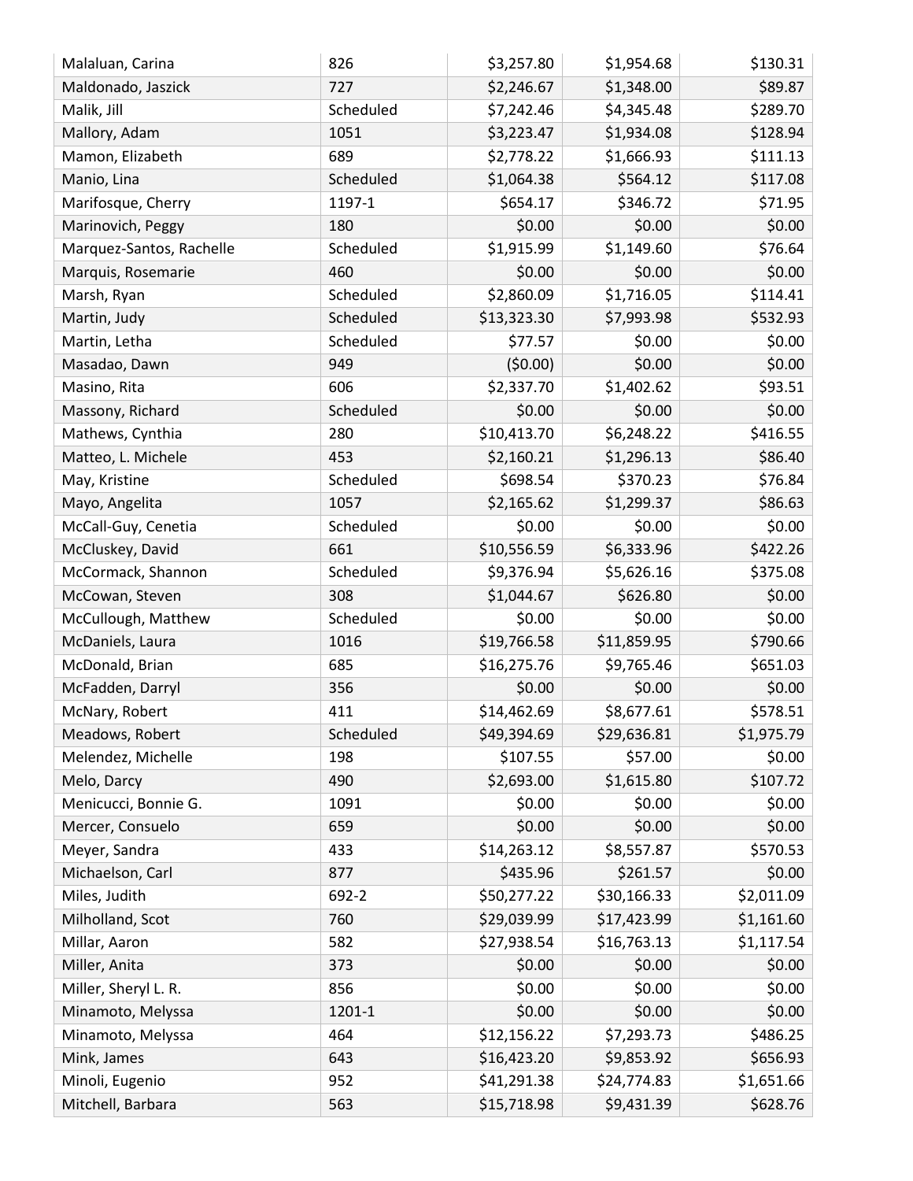| | | | | |
|---|---|---|---|---|
| Malaluan, Carina | 826 | $3,257.80 | $1,954.68 | $130.31 |
| Maldonado, Jaszick | 727 | $2,246.67 | $1,348.00 | $89.87 |
| Malik, Jill | Scheduled | $7,242.46 | $4,345.48 | $289.70 |
| Mallory, Adam | 1051 | $3,223.47 | $1,934.08 | $128.94 |
| Mamon, Elizabeth | 689 | $2,778.22 | $1,666.93 | $111.13 |
| Manio, Lina | Scheduled | $1,064.38 | $564.12 | $117.08 |
| Marifosque, Cherry | 1197-1 | $654.17 | $346.72 | $71.95 |
| Marinovich, Peggy | 180 | $0.00 | $0.00 | $0.00 |
| Marquez-Santos, Rachelle | Scheduled | $1,915.99 | $1,149.60 | $76.64 |
| Marquis, Rosemarie | 460 | $0.00 | $0.00 | $0.00 |
| Marsh, Ryan | Scheduled | $2,860.09 | $1,716.05 | $114.41 |
| Martin, Judy | Scheduled | $13,323.30 | $7,993.98 | $532.93 |
| Martin, Letha | Scheduled | $77.57 | $0.00 | $0.00 |
| Masadao, Dawn | 949 | ($0.00) | $0.00 | $0.00 |
| Masino, Rita | 606 | $2,337.70 | $1,402.62 | $93.51 |
| Massony, Richard | Scheduled | $0.00 | $0.00 | $0.00 |
| Mathews, Cynthia | 280 | $10,413.70 | $6,248.22 | $416.55 |
| Matteo, L. Michele | 453 | $2,160.21 | $1,296.13 | $86.40 |
| May, Kristine | Scheduled | $698.54 | $370.23 | $76.84 |
| Mayo, Angelita | 1057 | $2,165.62 | $1,299.37 | $86.63 |
| McCall-Guy, Cenetia | Scheduled | $0.00 | $0.00 | $0.00 |
| McCluskey, David | 661 | $10,556.59 | $6,333.96 | $422.26 |
| McCormack, Shannon | Scheduled | $9,376.94 | $5,626.16 | $375.08 |
| McCowan, Steven | 308 | $1,044.67 | $626.80 | $0.00 |
| McCullough, Matthew | Scheduled | $0.00 | $0.00 | $0.00 |
| McDaniels, Laura | 1016 | $19,766.58 | $11,859.95 | $790.66 |
| McDonald, Brian | 685 | $16,275.76 | $9,765.46 | $651.03 |
| McFadden, Darryl | 356 | $0.00 | $0.00 | $0.00 |
| McNary, Robert | 411 | $14,462.69 | $8,677.61 | $578.51 |
| Meadows, Robert | Scheduled | $49,394.69 | $29,636.81 | $1,975.79 |
| Melendez, Michelle | 198 | $107.55 | $57.00 | $0.00 |
| Melo, Darcy | 490 | $2,693.00 | $1,615.80 | $107.72 |
| Menicucci, Bonnie G. | 1091 | $0.00 | $0.00 | $0.00 |
| Mercer, Consuelo | 659 | $0.00 | $0.00 | $0.00 |
| Meyer, Sandra | 433 | $14,263.12 | $8,557.87 | $570.53 |
| Michaelson, Carl | 877 | $435.96 | $261.57 | $0.00 |
| Miles, Judith | 692-2 | $50,277.22 | $30,166.33 | $2,011.09 |
| Milholland, Scot | 760 | $29,039.99 | $17,423.99 | $1,161.60 |
| Millar, Aaron | 582 | $27,938.54 | $16,763.13 | $1,117.54 |
| Miller, Anita | 373 | $0.00 | $0.00 | $0.00 |
| Miller, Sheryl L. R. | 856 | $0.00 | $0.00 | $0.00 |
| Minamoto, Melyssa | 1201-1 | $0.00 | $0.00 | $0.00 |
| Minamoto, Melyssa | 464 | $12,156.22 | $7,293.73 | $486.25 |
| Mink, James | 643 | $16,423.20 | $9,853.92 | $656.93 |
| Minoli, Eugenio | 952 | $41,291.38 | $24,774.83 | $1,651.66 |
| Mitchell, Barbara | 563 | $15,718.98 | $9,431.39 | $628.76 |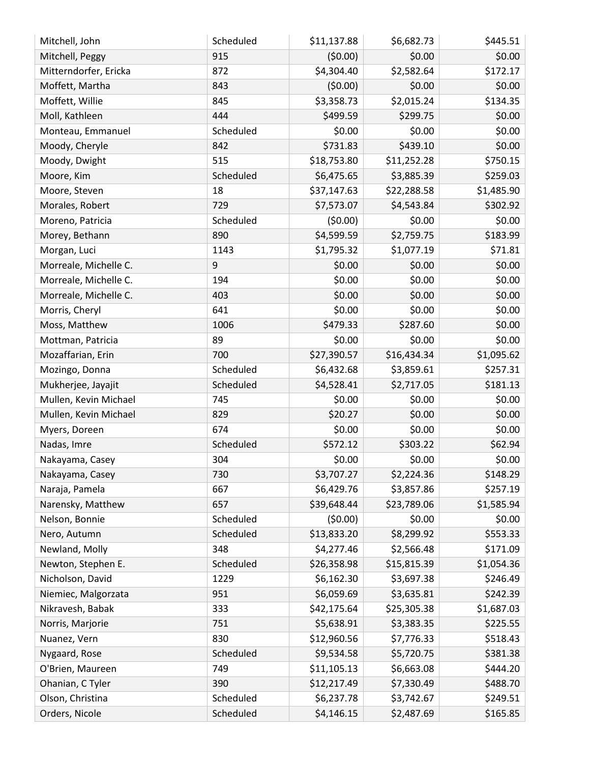| | | | | |
|---|---|---|---|---|
| Mitchell, John | Scheduled | $11,137.88 | $6,682.73 | $445.51 |
| Mitchell, Peggy | 915 | ($0.00) | $0.00 | $0.00 |
| Mitterndorfer, Ericka | 872 | $4,304.40 | $2,582.64 | $172.17 |
| Moffett, Martha | 843 | ($0.00) | $0.00 | $0.00 |
| Moffett, Willie | 845 | $3,358.73 | $2,015.24 | $134.35 |
| Moll, Kathleen | 444 | $499.59 | $299.75 | $0.00 |
| Monteau, Emmanuel | Scheduled | $0.00 | $0.00 | $0.00 |
| Moody, Cheryle | 842 | $731.83 | $439.10 | $0.00 |
| Moody, Dwight | 515 | $18,753.80 | $11,252.28 | $750.15 |
| Moore, Kim | Scheduled | $6,475.65 | $3,885.39 | $259.03 |
| Moore, Steven | 18 | $37,147.63 | $22,288.58 | $1,485.90 |
| Morales, Robert | 729 | $7,573.07 | $4,543.84 | $302.92 |
| Moreno, Patricia | Scheduled | ($0.00) | $0.00 | $0.00 |
| Morey, Bethann | 890 | $4,599.59 | $2,759.75 | $183.99 |
| Morgan, Luci | 1143 | $1,795.32 | $1,077.19 | $71.81 |
| Morreale, Michelle C. | 9 | $0.00 | $0.00 | $0.00 |
| Morreale, Michelle C. | 194 | $0.00 | $0.00 | $0.00 |
| Morreale, Michelle C. | 403 | $0.00 | $0.00 | $0.00 |
| Morris, Cheryl | 641 | $0.00 | $0.00 | $0.00 |
| Moss, Matthew | 1006 | $479.33 | $287.60 | $0.00 |
| Mottman, Patricia | 89 | $0.00 | $0.00 | $0.00 |
| Mozaffarian, Erin | 700 | $27,390.57 | $16,434.34 | $1,095.62 |
| Mozingo, Donna | Scheduled | $6,432.68 | $3,859.61 | $257.31 |
| Mukherjee, Jayajit | Scheduled | $4,528.41 | $2,717.05 | $181.13 |
| Mullen, Kevin Michael | 745 | $0.00 | $0.00 | $0.00 |
| Mullen, Kevin Michael | 829 | $20.27 | $0.00 | $0.00 |
| Myers, Doreen | 674 | $0.00 | $0.00 | $0.00 |
| Nadas, Imre | Scheduled | $572.12 | $303.22 | $62.94 |
| Nakayama, Casey | 304 | $0.00 | $0.00 | $0.00 |
| Nakayama, Casey | 730 | $3,707.27 | $2,224.36 | $148.29 |
| Naraja, Pamela | 667 | $6,429.76 | $3,857.86 | $257.19 |
| Narensky, Matthew | 657 | $39,648.44 | $23,789.06 | $1,585.94 |
| Nelson, Bonnie | Scheduled | ($0.00) | $0.00 | $0.00 |
| Nero, Autumn | Scheduled | $13,833.20 | $8,299.92 | $553.33 |
| Newland, Molly | 348 | $4,277.46 | $2,566.48 | $171.09 |
| Newton, Stephen E. | Scheduled | $26,358.98 | $15,815.39 | $1,054.36 |
| Nicholson, David | 1229 | $6,162.30 | $3,697.38 | $246.49 |
| Niemiec, Malgorzata | 951 | $6,059.69 | $3,635.81 | $242.39 |
| Nikravesh, Babak | 333 | $42,175.64 | $25,305.38 | $1,687.03 |
| Norris, Marjorie | 751 | $5,638.91 | $3,383.35 | $225.55 |
| Nuanez, Vern | 830 | $12,960.56 | $7,776.33 | $518.43 |
| Nygaard, Rose | Scheduled | $9,534.58 | $5,720.75 | $381.38 |
| O'Brien, Maureen | 749 | $11,105.13 | $6,663.08 | $444.20 |
| Ohanian, C Tyler | 390 | $12,217.49 | $7,330.49 | $488.70 |
| Olson, Christina | Scheduled | $6,237.78 | $3,742.67 | $249.51 |
| Orders, Nicole | Scheduled | $4,146.15 | $2,487.69 | $165.85 |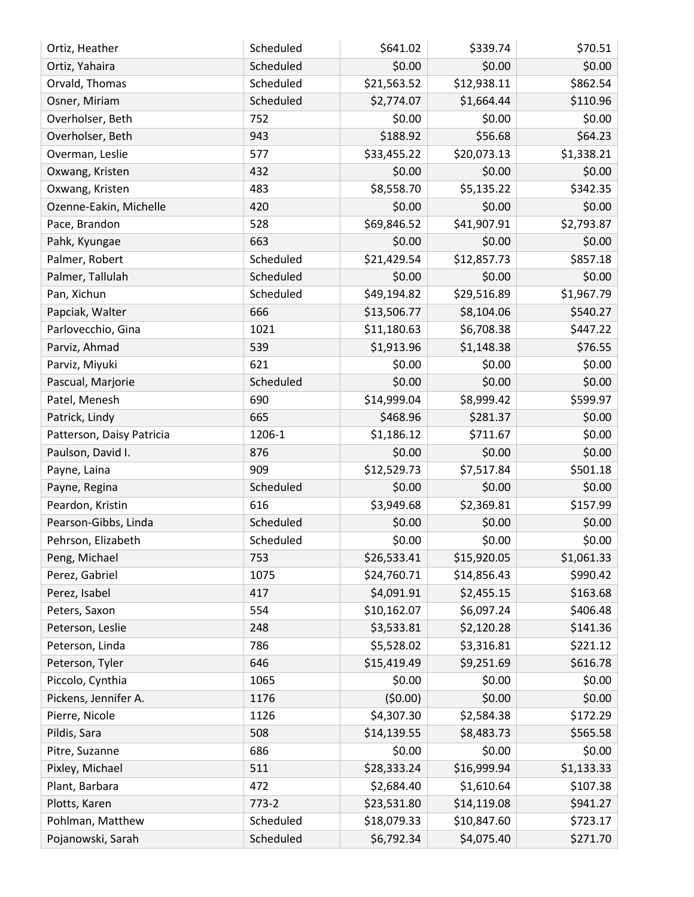| | | | | |
|---|---|---|---|---|
| Ortiz, Heather | Scheduled | $641.02 | $339.74 | $70.51 |
| Ortiz, Yahaira | Scheduled | $0.00 | $0.00 | $0.00 |
| Orvald, Thomas | Scheduled | $21,563.52 | $12,938.11 | $862.54 |
| Osner, Miriam | Scheduled | $2,774.07 | $1,664.44 | $110.96 |
| Overholser, Beth | 752 | $0.00 | $0.00 | $0.00 |
| Overholser, Beth | 943 | $188.92 | $56.68 | $64.23 |
| Overman, Leslie | 577 | $33,455.22 | $20,073.13 | $1,338.21 |
| Oxwang, Kristen | 432 | $0.00 | $0.00 | $0.00 |
| Oxwang, Kristen | 483 | $8,558.70 | $5,135.22 | $342.35 |
| Ozenne-Eakin, Michelle | 420 | $0.00 | $0.00 | $0.00 |
| Pace, Brandon | 528 | $69,846.52 | $41,907.91 | $2,793.87 |
| Pahk, Kyungae | 663 | $0.00 | $0.00 | $0.00 |
| Palmer, Robert | Scheduled | $21,429.54 | $12,857.73 | $857.18 |
| Palmer, Tallulah | Scheduled | $0.00 | $0.00 | $0.00 |
| Pan, Xichun | Scheduled | $49,194.82 | $29,516.89 | $1,967.79 |
| Papciak, Walter | 666 | $13,506.77 | $8,104.06 | $540.27 |
| Parlovecchio, Gina | 1021 | $11,180.63 | $6,708.38 | $447.22 |
| Parviz, Ahmad | 539 | $1,913.96 | $1,148.38 | $76.55 |
| Parviz, Miyuki | 621 | $0.00 | $0.00 | $0.00 |
| Pascual, Marjorie | Scheduled | $0.00 | $0.00 | $0.00 |
| Patel, Menesh | 690 | $14,999.04 | $8,999.42 | $599.97 |
| Patrick, Lindy | 665 | $468.96 | $281.37 | $0.00 |
| Patterson, Daisy Patricia | 1206-1 | $1,186.12 | $711.67 | $0.00 |
| Paulson, David I. | 876 | $0.00 | $0.00 | $0.00 |
| Payne, Laina | 909 | $12,529.73 | $7,517.84 | $501.18 |
| Payne, Regina | Scheduled | $0.00 | $0.00 | $0.00 |
| Peardon, Kristin | 616 | $3,949.68 | $2,369.81 | $157.99 |
| Pearson-Gibbs, Linda | Scheduled | $0.00 | $0.00 | $0.00 |
| Pehrson, Elizabeth | Scheduled | $0.00 | $0.00 | $0.00 |
| Peng, Michael | 753 | $26,533.41 | $15,920.05 | $1,061.33 |
| Perez, Gabriel | 1075 | $24,760.71 | $14,856.43 | $990.42 |
| Perez, Isabel | 417 | $4,091.91 | $2,455.15 | $163.68 |
| Peters, Saxon | 554 | $10,162.07 | $6,097.24 | $406.48 |
| Peterson, Leslie | 248 | $3,533.81 | $2,120.28 | $141.36 |
| Peterson, Linda | 786 | $5,528.02 | $3,316.81 | $221.12 |
| Peterson, Tyler | 646 | $15,419.49 | $9,251.69 | $616.78 |
| Piccolo, Cynthia | 1065 | $0.00 | $0.00 | $0.00 |
| Pickens, Jennifer A. | 1176 | ($0.00) | $0.00 | $0.00 |
| Pierre, Nicole | 1126 | $4,307.30 | $2,584.38 | $172.29 |
| Pildis, Sara | 508 | $14,139.55 | $8,483.73 | $565.58 |
| Pitre, Suzanne | 686 | $0.00 | $0.00 | $0.00 |
| Pixley, Michael | 511 | $28,333.24 | $16,999.94 | $1,133.33 |
| Plant, Barbara | 472 | $2,684.40 | $1,610.64 | $107.38 |
| Plotts, Karen | 773-2 | $23,531.80 | $14,119.08 | $941.27 |
| Pohlman, Matthew | Scheduled | $18,079.33 | $10,847.60 | $723.17 |
| Pojanowski, Sarah | Scheduled | $6,792.34 | $4,075.40 | $271.70 |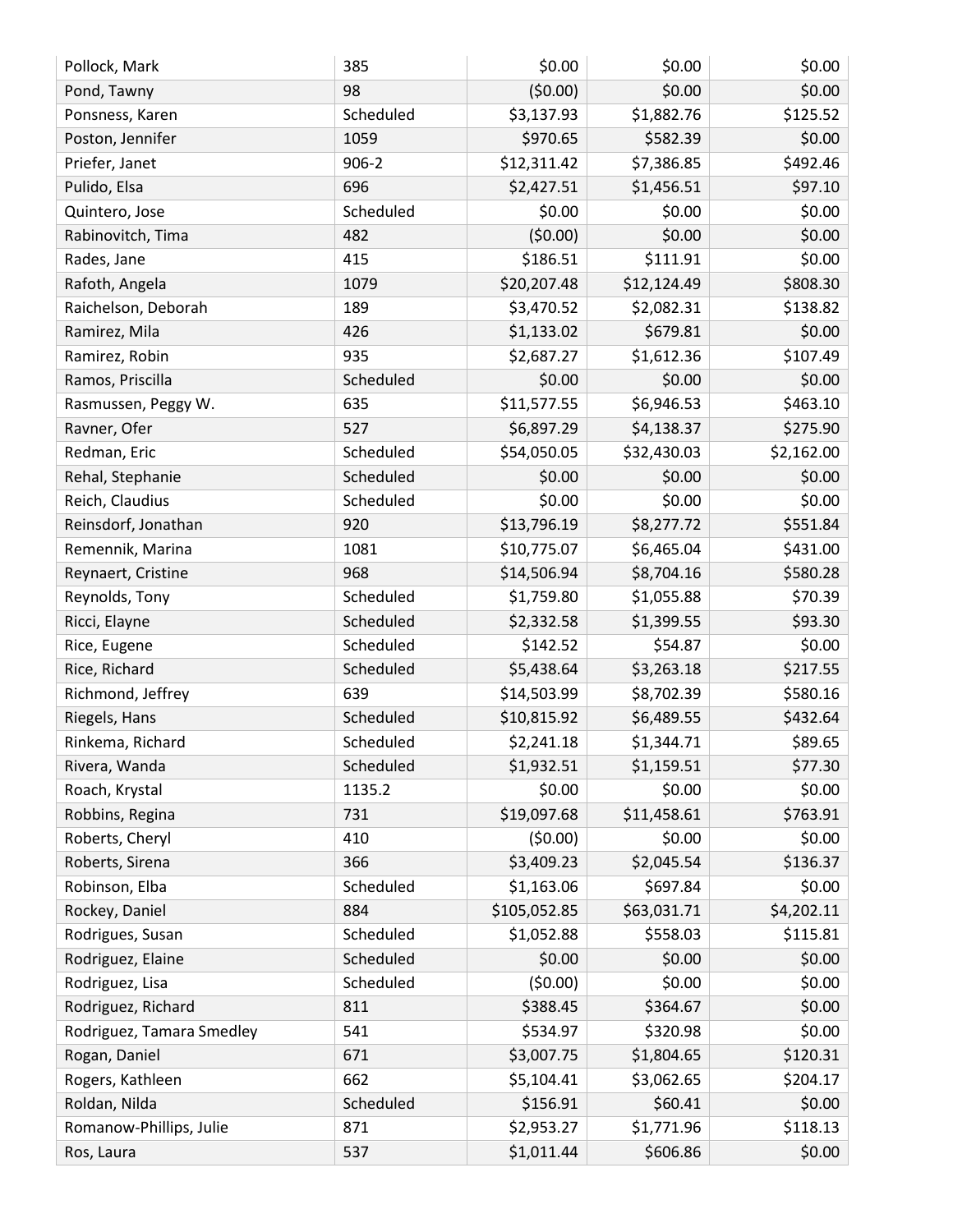| | | | | |
|---|---|---|---|---|
| Pollock, Mark | 385 | $0.00 | $0.00 | $0.00 |
| Pond, Tawny | 98 | ($0.00) | $0.00 | $0.00 |
| Ponsness, Karen | Scheduled | $3,137.93 | $1,882.76 | $125.52 |
| Poston, Jennifer | 1059 | $970.65 | $582.39 | $0.00 |
| Priefer, Janet | 906-2 | $12,311.42 | $7,386.85 | $492.46 |
| Pulido, Elsa | 696 | $2,427.51 | $1,456.51 | $97.10 |
| Quintero, Jose | Scheduled | $0.00 | $0.00 | $0.00 |
| Rabinovitch, Tima | 482 | ($0.00) | $0.00 | $0.00 |
| Rades, Jane | 415 | $186.51 | $111.91 | $0.00 |
| Rafoth, Angela | 1079 | $20,207.48 | $12,124.49 | $808.30 |
| Raichelson, Deborah | 189 | $3,470.52 | $2,082.31 | $138.82 |
| Ramirez, Mila | 426 | $1,133.02 | $679.81 | $0.00 |
| Ramirez, Robin | 935 | $2,687.27 | $1,612.36 | $107.49 |
| Ramos, Priscilla | Scheduled | $0.00 | $0.00 | $0.00 |
| Rasmussen, Peggy W. | 635 | $11,577.55 | $6,946.53 | $463.10 |
| Ravner, Ofer | 527 | $6,897.29 | $4,138.37 | $275.90 |
| Redman, Eric | Scheduled | $54,050.05 | $32,430.03 | $2,162.00 |
| Rehal, Stephanie | Scheduled | $0.00 | $0.00 | $0.00 |
| Reich, Claudius | Scheduled | $0.00 | $0.00 | $0.00 |
| Reinsdorf, Jonathan | 920 | $13,796.19 | $8,277.72 | $551.84 |
| Remennik, Marina | 1081 | $10,775.07 | $6,465.04 | $431.00 |
| Reynaert, Cristine | 968 | $14,506.94 | $8,704.16 | $580.28 |
| Reynolds, Tony | Scheduled | $1,759.80 | $1,055.88 | $70.39 |
| Ricci, Elayne | Scheduled | $2,332.58 | $1,399.55 | $93.30 |
| Rice, Eugene | Scheduled | $142.52 | $54.87 | $0.00 |
| Rice, Richard | Scheduled | $5,438.64 | $3,263.18 | $217.55 |
| Richmond, Jeffrey | 639 | $14,503.99 | $8,702.39 | $580.16 |
| Riegels, Hans | Scheduled | $10,815.92 | $6,489.55 | $432.64 |
| Rinkema, Richard | Scheduled | $2,241.18 | $1,344.71 | $89.65 |
| Rivera, Wanda | Scheduled | $1,932.51 | $1,159.51 | $77.30 |
| Roach, Krystal | 1135.2 | $0.00 | $0.00 | $0.00 |
| Robbins, Regina | 731 | $19,097.68 | $11,458.61 | $763.91 |
| Roberts, Cheryl | 410 | ($0.00) | $0.00 | $0.00 |
| Roberts, Sirena | 366 | $3,409.23 | $2,045.54 | $136.37 |
| Robinson, Elba | Scheduled | $1,163.06 | $697.84 | $0.00 |
| Rockey, Daniel | 884 | $105,052.85 | $63,031.71 | $4,202.11 |
| Rodrigues, Susan | Scheduled | $1,052.88 | $558.03 | $115.81 |
| Rodriguez, Elaine | Scheduled | $0.00 | $0.00 | $0.00 |
| Rodriguez, Lisa | Scheduled | ($0.00) | $0.00 | $0.00 |
| Rodriguez, Richard | 811 | $388.45 | $364.67 | $0.00 |
| Rodriguez, Tamara Smedley | 541 | $534.97 | $320.98 | $0.00 |
| Rogan, Daniel | 671 | $3,007.75 | $1,804.65 | $120.31 |
| Rogers, Kathleen | 662 | $5,104.41 | $3,062.65 | $204.17 |
| Roldan, Nilda | Scheduled | $156.91 | $60.41 | $0.00 |
| Romanow-Phillips, Julie | 871 | $2,953.27 | $1,771.96 | $118.13 |
| Ros, Laura | 537 | $1,011.44 | $606.86 | $0.00 |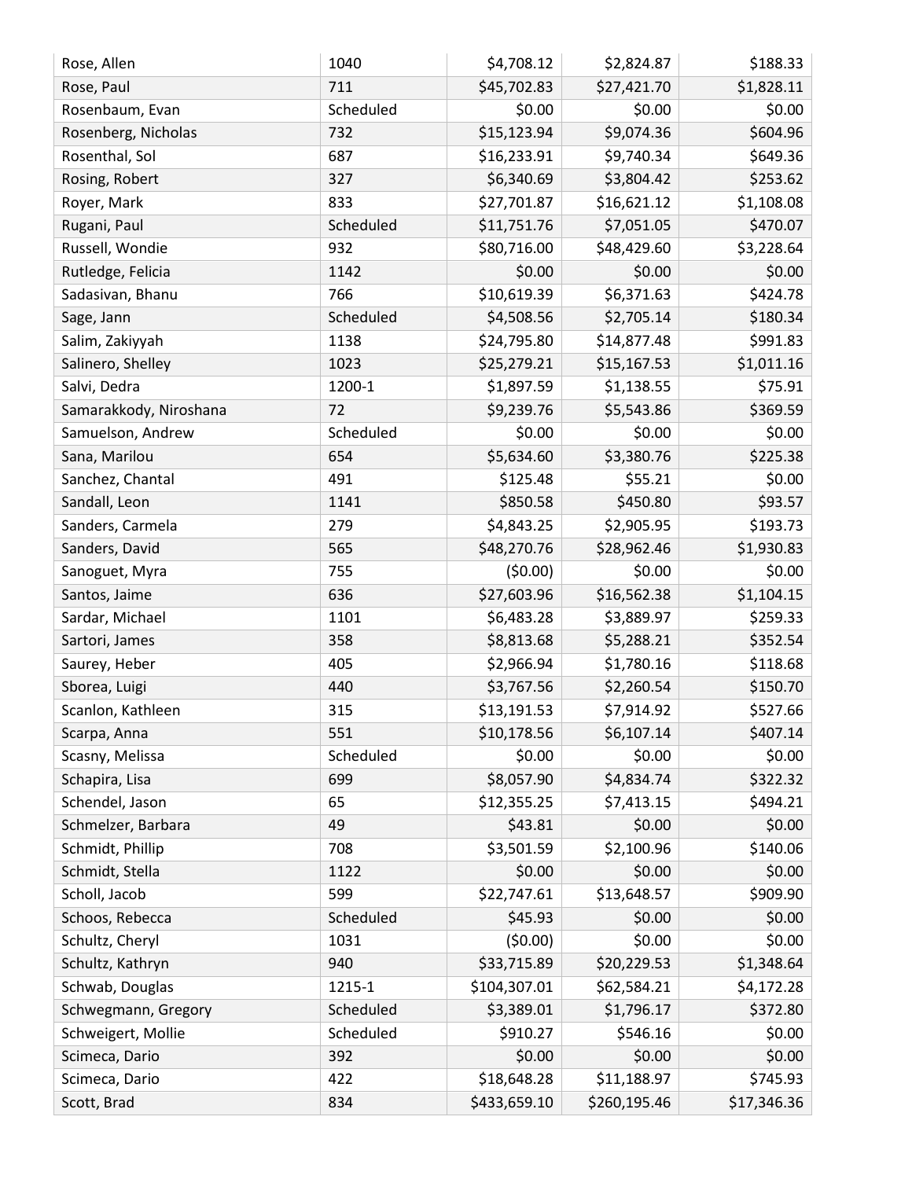| | | | | |
|---|---|---|---|---|
| Rose, Allen | 1040 | $4,708.12 | $2,824.87 | $188.33 |
| Rose, Paul | 711 | $45,702.83 | $27,421.70 | $1,828.11 |
| Rosenbaum, Evan | Scheduled | $0.00 | $0.00 | $0.00 |
| Rosenberg, Nicholas | 732 | $15,123.94 | $9,074.36 | $604.96 |
| Rosenthal, Sol | 687 | $16,233.91 | $9,740.34 | $649.36 |
| Rosing, Robert | 327 | $6,340.69 | $3,804.42 | $253.62 |
| Royer, Mark | 833 | $27,701.87 | $16,621.12 | $1,108.08 |
| Rugani, Paul | Scheduled | $11,751.76 | $7,051.05 | $470.07 |
| Russell, Wondie | 932 | $80,716.00 | $48,429.60 | $3,228.64 |
| Rutledge, Felicia | 1142 | $0.00 | $0.00 | $0.00 |
| Sadasivan, Bhanu | 766 | $10,619.39 | $6,371.63 | $424.78 |
| Sage, Jann | Scheduled | $4,508.56 | $2,705.14 | $180.34 |
| Salim, Zakiyyah | 1138 | $24,795.80 | $14,877.48 | $991.83 |
| Salinero, Shelley | 1023 | $25,279.21 | $15,167.53 | $1,011.16 |
| Salvi, Dedra | 1200-1 | $1,897.59 | $1,138.55 | $75.91 |
| Samarakkody, Niroshana | 72 | $9,239.76 | $5,543.86 | $369.59 |
| Samuelson, Andrew | Scheduled | $0.00 | $0.00 | $0.00 |
| Sana, Marilou | 654 | $5,634.60 | $3,380.76 | $225.38 |
| Sanchez, Chantal | 491 | $125.48 | $55.21 | $0.00 |
| Sandall, Leon | 1141 | $850.58 | $450.80 | $93.57 |
| Sanders, Carmela | 279 | $4,843.25 | $2,905.95 | $193.73 |
| Sanders, David | 565 | $48,270.76 | $28,962.46 | $1,930.83 |
| Sanoguet, Myra | 755 | ($0.00) | $0.00 | $0.00 |
| Santos, Jaime | 636 | $27,603.96 | $16,562.38 | $1,104.15 |
| Sardar, Michael | 1101 | $6,483.28 | $3,889.97 | $259.33 |
| Sartori, James | 358 | $8,813.68 | $5,288.21 | $352.54 |
| Saurey, Heber | 405 | $2,966.94 | $1,780.16 | $118.68 |
| Sborea, Luigi | 440 | $3,767.56 | $2,260.54 | $150.70 |
| Scanlon, Kathleen | 315 | $13,191.53 | $7,914.92 | $527.66 |
| Scarpa, Anna | 551 | $10,178.56 | $6,107.14 | $407.14 |
| Scasny, Melissa | Scheduled | $0.00 | $0.00 | $0.00 |
| Schapira, Lisa | 699 | $8,057.90 | $4,834.74 | $322.32 |
| Schendel, Jason | 65 | $12,355.25 | $7,413.15 | $494.21 |
| Schmelzer, Barbara | 49 | $43.81 | $0.00 | $0.00 |
| Schmidt, Phillip | 708 | $3,501.59 | $2,100.96 | $140.06 |
| Schmidt, Stella | 1122 | $0.00 | $0.00 | $0.00 |
| Scholl, Jacob | 599 | $22,747.61 | $13,648.57 | $909.90 |
| Schoos, Rebecca | Scheduled | $45.93 | $0.00 | $0.00 |
| Schultz, Cheryl | 1031 | ($0.00) | $0.00 | $0.00 |
| Schultz, Kathryn | 940 | $33,715.89 | $20,229.53 | $1,348.64 |
| Schwab, Douglas | 1215-1 | $104,307.01 | $62,584.21 | $4,172.28 |
| Schwegmann, Gregory | Scheduled | $3,389.01 | $1,796.17 | $372.80 |
| Schweigert, Mollie | Scheduled | $910.27 | $546.16 | $0.00 |
| Scimeca, Dario | 392 | $0.00 | $0.00 | $0.00 |
| Scimeca, Dario | 422 | $18,648.28 | $11,188.97 | $745.93 |
| Scott, Brad | 834 | $433,659.10 | $260,195.46 | $17,346.36 |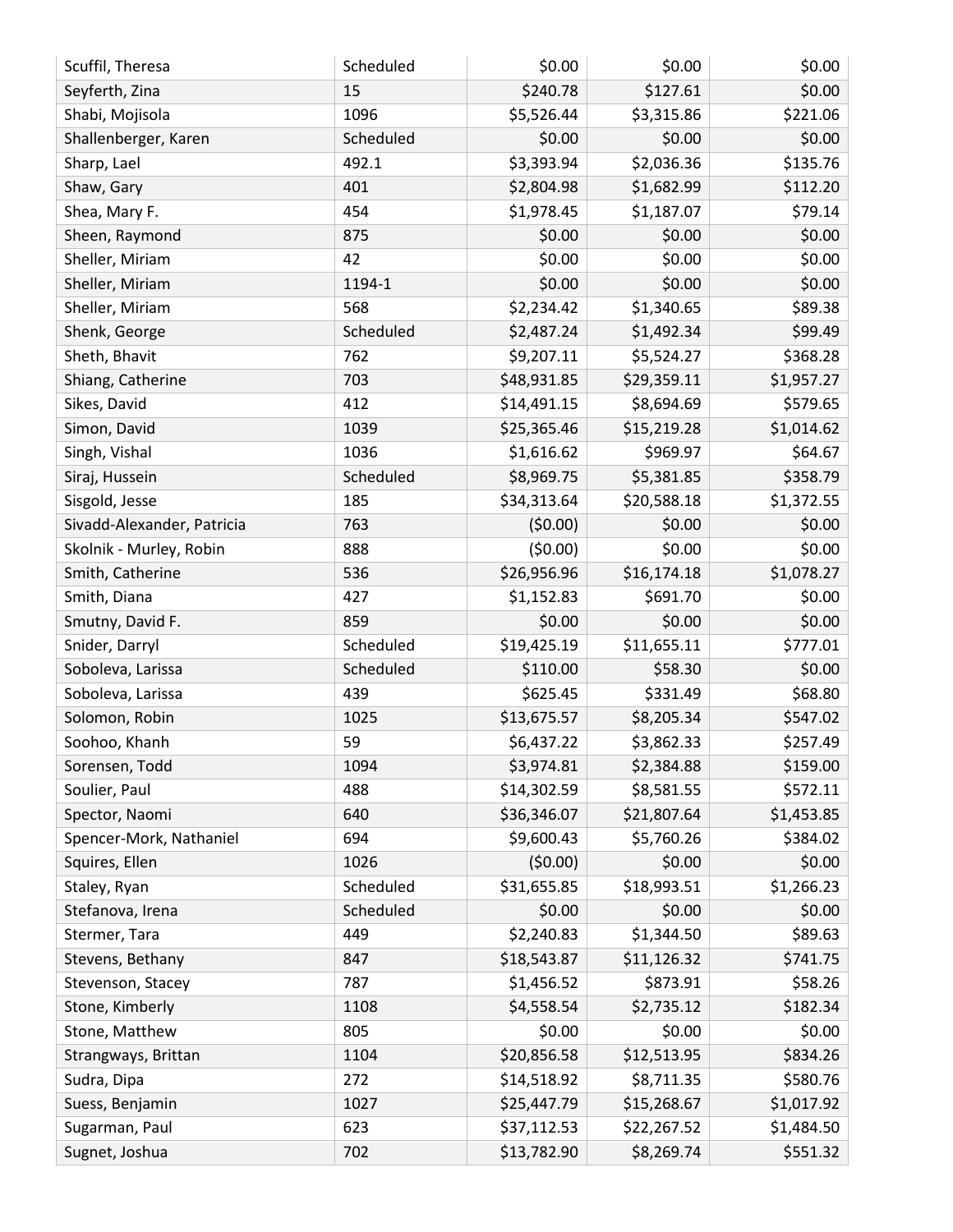| | | | | |
|---|---|---|---|---|
| Scuffil, Theresa | Scheduled | $0.00 | $0.00 | $0.00 |
| Seyferth, Zina | 15 | $240.78 | $127.61 | $0.00 |
| Shabi, Mojisola | 1096 | $5,526.44 | $3,315.86 | $221.06 |
| Shallenberger, Karen | Scheduled | $0.00 | $0.00 | $0.00 |
| Sharp, Lael | 492.1 | $3,393.94 | $2,036.36 | $135.76 |
| Shaw, Gary | 401 | $2,804.98 | $1,682.99 | $112.20 |
| Shea, Mary F. | 454 | $1,978.45 | $1,187.07 | $79.14 |
| Sheen, Raymond | 875 | $0.00 | $0.00 | $0.00 |
| Sheller, Miriam | 42 | $0.00 | $0.00 | $0.00 |
| Sheller, Miriam | 1194-1 | $0.00 | $0.00 | $0.00 |
| Sheller, Miriam | 568 | $2,234.42 | $1,340.65 | $89.38 |
| Shenk, George | Scheduled | $2,487.24 | $1,492.34 | $99.49 |
| Sheth, Bhavit | 762 | $9,207.11 | $5,524.27 | $368.28 |
| Shiang, Catherine | 703 | $48,931.85 | $29,359.11 | $1,957.27 |
| Sikes, David | 412 | $14,491.15 | $8,694.69 | $579.65 |
| Simon, David | 1039 | $25,365.46 | $15,219.28 | $1,014.62 |
| Singh, Vishal | 1036 | $1,616.62 | $969.97 | $64.67 |
| Siraj, Hussein | Scheduled | $8,969.75 | $5,381.85 | $358.79 |
| Sisgold, Jesse | 185 | $34,313.64 | $20,588.18 | $1,372.55 |
| Sivadd-Alexander, Patricia | 763 | ($0.00) | $0.00 | $0.00 |
| Skolnik - Murley, Robin | 888 | ($0.00) | $0.00 | $0.00 |
| Smith, Catherine | 536 | $26,956.96 | $16,174.18 | $1,078.27 |
| Smith, Diana | 427 | $1,152.83 | $691.70 | $0.00 |
| Smutny, David F. | 859 | $0.00 | $0.00 | $0.00 |
| Snider, Darryl | Scheduled | $19,425.19 | $11,655.11 | $777.01 |
| Soboleva, Larissa | Scheduled | $110.00 | $58.30 | $0.00 |
| Soboleva, Larissa | 439 | $625.45 | $331.49 | $68.80 |
| Solomon, Robin | 1025 | $13,675.57 | $8,205.34 | $547.02 |
| Soohoo, Khanh | 59 | $6,437.22 | $3,862.33 | $257.49 |
| Sorensen, Todd | 1094 | $3,974.81 | $2,384.88 | $159.00 |
| Soulier, Paul | 488 | $14,302.59 | $8,581.55 | $572.11 |
| Spector, Naomi | 640 | $36,346.07 | $21,807.64 | $1,453.85 |
| Spencer-Mork, Nathaniel | 694 | $9,600.43 | $5,760.26 | $384.02 |
| Squires, Ellen | 1026 | ($0.00) | $0.00 | $0.00 |
| Staley, Ryan | Scheduled | $31,655.85 | $18,993.51 | $1,266.23 |
| Stefanova, Irena | Scheduled | $0.00 | $0.00 | $0.00 |
| Stermer, Tara | 449 | $2,240.83 | $1,344.50 | $89.63 |
| Stevens, Bethany | 847 | $18,543.87 | $11,126.32 | $741.75 |
| Stevenson, Stacey | 787 | $1,456.52 | $873.91 | $58.26 |
| Stone, Kimberly | 1108 | $4,558.54 | $2,735.12 | $182.34 |
| Stone, Matthew | 805 | $0.00 | $0.00 | $0.00 |
| Strangways, Brittan | 1104 | $20,856.58 | $12,513.95 | $834.26 |
| Sudra, Dipa | 272 | $14,518.92 | $8,711.35 | $580.76 |
| Suess, Benjamin | 1027 | $25,447.79 | $15,268.67 | $1,017.92 |
| Sugarman, Paul | 623 | $37,112.53 | $22,267.52 | $1,484.50 |
| Sugnet, Joshua | 702 | $13,782.90 | $8,269.74 | $551.32 |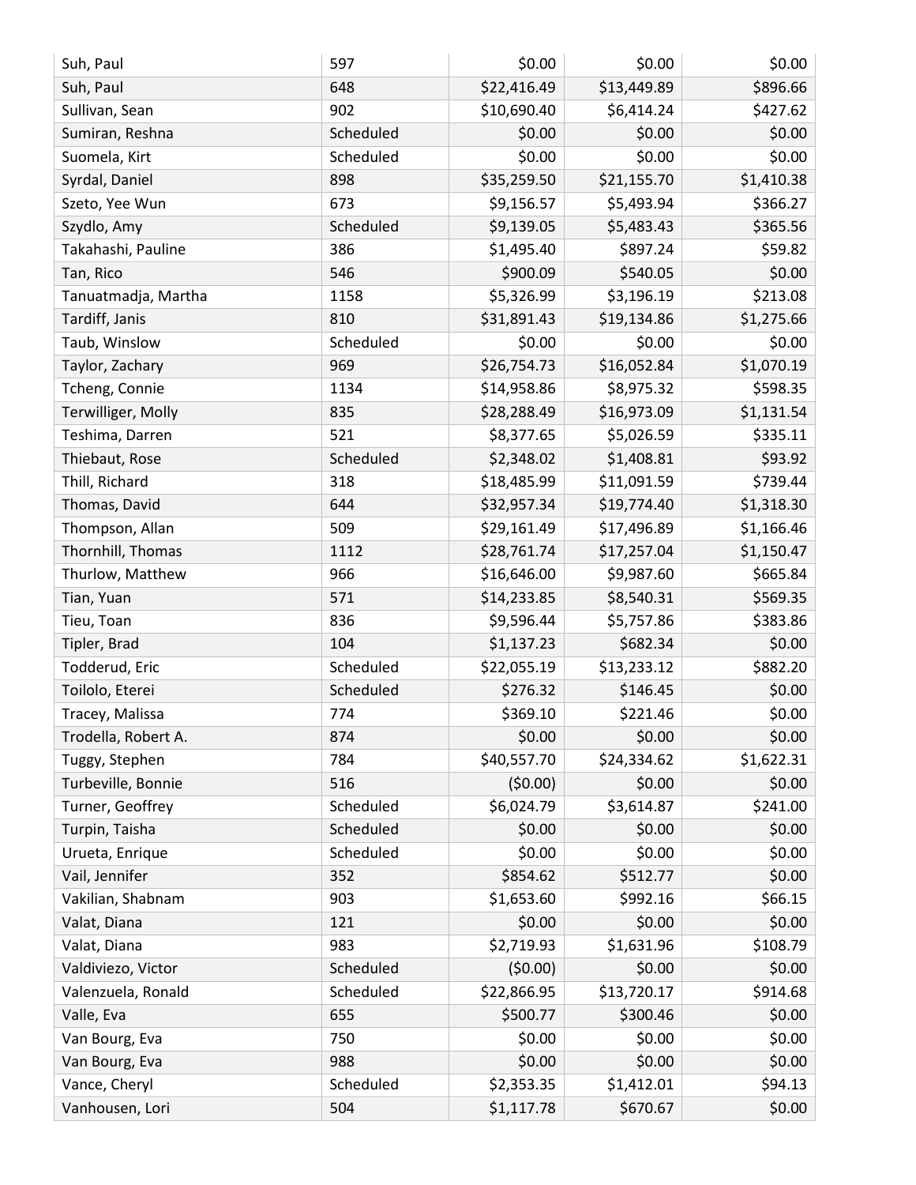| | | | | |
|---|---|---|---|---|
| Suh, Paul | 597 | $0.00 | $0.00 | $0.00 |
| Suh, Paul | 648 | $22,416.49 | $13,449.89 | $896.66 |
| Sullivan, Sean | 902 | $10,690.40 | $6,414.24 | $427.62 |
| Sumiran, Reshna | Scheduled | $0.00 | $0.00 | $0.00 |
| Suomela, Kirt | Scheduled | $0.00 | $0.00 | $0.00 |
| Syrdal, Daniel | 898 | $35,259.50 | $21,155.70 | $1,410.38 |
| Szeto, Yee Wun | 673 | $9,156.57 | $5,493.94 | $366.27 |
| Szydlo, Amy | Scheduled | $9,139.05 | $5,483.43 | $365.56 |
| Takahashi, Pauline | 386 | $1,495.40 | $897.24 | $59.82 |
| Tan, Rico | 546 | $900.09 | $540.05 | $0.00 |
| Tanuatmadja, Martha | 1158 | $5,326.99 | $3,196.19 | $213.08 |
| Tardiff, Janis | 810 | $31,891.43 | $19,134.86 | $1,275.66 |
| Taub, Winslow | Scheduled | $0.00 | $0.00 | $0.00 |
| Taylor, Zachary | 969 | $26,754.73 | $16,052.84 | $1,070.19 |
| Tcheng, Connie | 1134 | $14,958.86 | $8,975.32 | $598.35 |
| Terwilliger, Molly | 835 | $28,288.49 | $16,973.09 | $1,131.54 |
| Teshima, Darren | 521 | $8,377.65 | $5,026.59 | $335.11 |
| Thiebaut, Rose | Scheduled | $2,348.02 | $1,408.81 | $93.92 |
| Thill, Richard | 318 | $18,485.99 | $11,091.59 | $739.44 |
| Thomas, David | 644 | $32,957.34 | $19,774.40 | $1,318.30 |
| Thompson, Allan | 509 | $29,161.49 | $17,496.89 | $1,166.46 |
| Thornhill, Thomas | 1112 | $28,761.74 | $17,257.04 | $1,150.47 |
| Thurlow, Matthew | 966 | $16,646.00 | $9,987.60 | $665.84 |
| Tian, Yuan | 571 | $14,233.85 | $8,540.31 | $569.35 |
| Tieu, Toan | 836 | $9,596.44 | $5,757.86 | $383.86 |
| Tipler, Brad | 104 | $1,137.23 | $682.34 | $0.00 |
| Todderud, Eric | Scheduled | $22,055.19 | $13,233.12 | $882.20 |
| Toilolo, Eterei | Scheduled | $276.32 | $146.45 | $0.00 |
| Tracey, Malissa | 774 | $369.10 | $221.46 | $0.00 |
| Trodella, Robert A. | 874 | $0.00 | $0.00 | $0.00 |
| Tuggy, Stephen | 784 | $40,557.70 | $24,334.62 | $1,622.31 |
| Turbeville, Bonnie | 516 | ($0.00) | $0.00 | $0.00 |
| Turner, Geoffrey | Scheduled | $6,024.79 | $3,614.87 | $241.00 |
| Turpin, Taisha | Scheduled | $0.00 | $0.00 | $0.00 |
| Urueta, Enrique | Scheduled | $0.00 | $0.00 | $0.00 |
| Vail, Jennifer | 352 | $854.62 | $512.77 | $0.00 |
| Vakilian, Shabnam | 903 | $1,653.60 | $992.16 | $66.15 |
| Valat, Diana | 121 | $0.00 | $0.00 | $0.00 |
| Valat, Diana | 983 | $2,719.93 | $1,631.96 | $108.79 |
| Valdiviezo, Victor | Scheduled | ($0.00) | $0.00 | $0.00 |
| Valenzuela, Ronald | Scheduled | $22,866.95 | $13,720.17 | $914.68 |
| Valle, Eva | 655 | $500.77 | $300.46 | $0.00 |
| Van Bourg, Eva | 750 | $0.00 | $0.00 | $0.00 |
| Van Bourg, Eva | 988 | $0.00 | $0.00 | $0.00 |
| Vance, Cheryl | Scheduled | $2,353.35 | $1,412.01 | $94.13 |
| Vanhousen, Lori | 504 | $1,117.78 | $670.67 | $0.00 |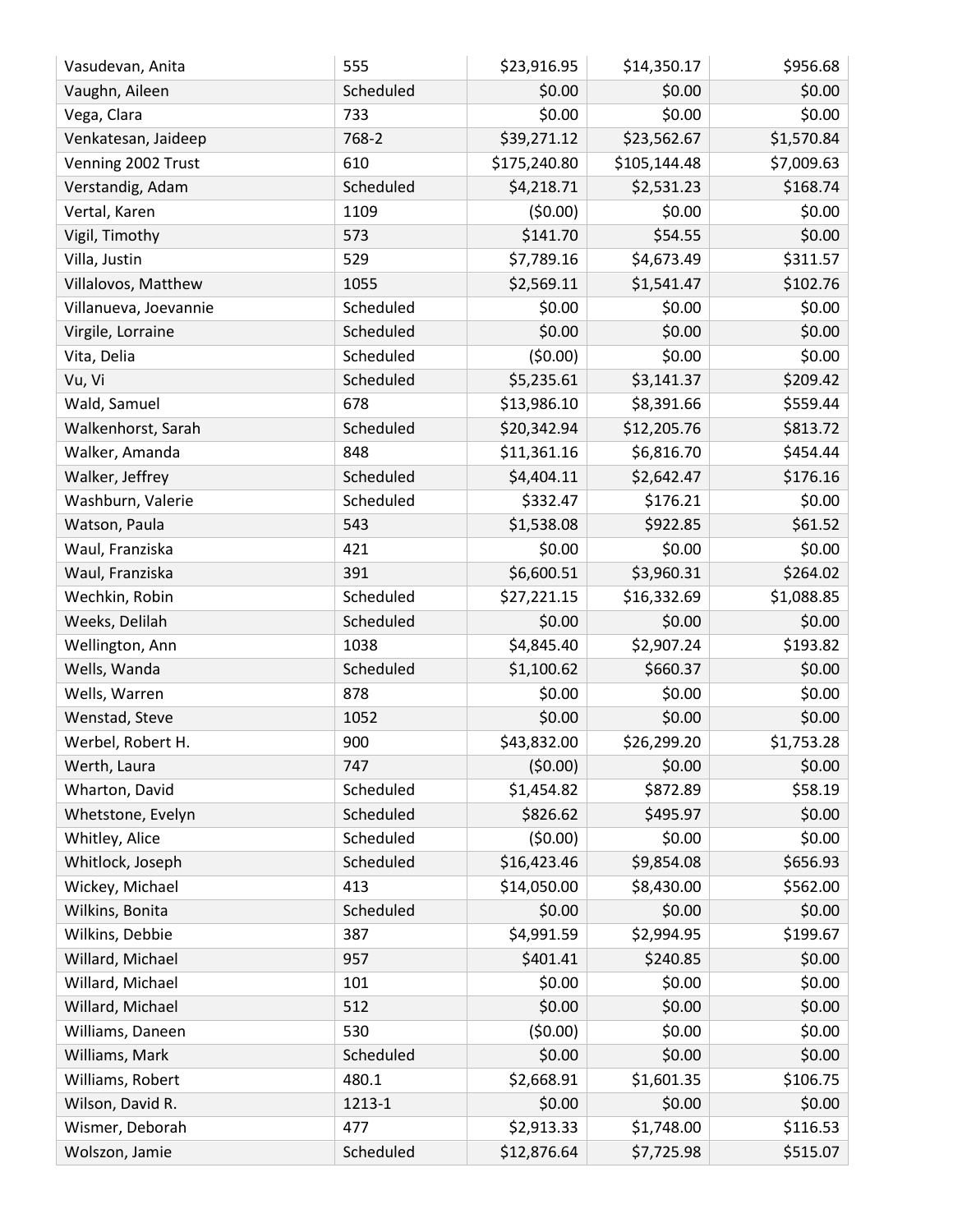| | | | | |
|---|---|---|---|---|
| Vasudevan, Anita | 555 | $23,916.95 | $14,350.17 | $956.68 |
| Vaughn, Aileen | Scheduled | $0.00 | $0.00 | $0.00 |
| Vega, Clara | 733 | $0.00 | $0.00 | $0.00 |
| Venkatesan, Jaideep | 768-2 | $39,271.12 | $23,562.67 | $1,570.84 |
| Venning 2002 Trust | 610 | $175,240.80 | $105,144.48 | $7,009.63 |
| Verstandig, Adam | Scheduled | $4,218.71 | $2,531.23 | $168.74 |
| Vertal, Karen | 1109 | ($0.00) | $0.00 | $0.00 |
| Vigil, Timothy | 573 | $141.70 | $54.55 | $0.00 |
| Villa, Justin | 529 | $7,789.16 | $4,673.49 | $311.57 |
| Villalovos, Matthew | 1055 | $2,569.11 | $1,541.47 | $102.76 |
| Villanueva, Joevannie | Scheduled | $0.00 | $0.00 | $0.00 |
| Virgile, Lorraine | Scheduled | $0.00 | $0.00 | $0.00 |
| Vita, Delia | Scheduled | ($0.00) | $0.00 | $0.00 |
| Vu, Vi | Scheduled | $5,235.61 | $3,141.37 | $209.42 |
| Wald, Samuel | 678 | $13,986.10 | $8,391.66 | $559.44 |
| Walkenhorst, Sarah | Scheduled | $20,342.94 | $12,205.76 | $813.72 |
| Walker, Amanda | 848 | $11,361.16 | $6,816.70 | $454.44 |
| Walker, Jeffrey | Scheduled | $4,404.11 | $2,642.47 | $176.16 |
| Washburn, Valerie | Scheduled | $332.47 | $176.21 | $0.00 |
| Watson, Paula | 543 | $1,538.08 | $922.85 | $61.52 |
| Waul, Franziska | 421 | $0.00 | $0.00 | $0.00 |
| Waul, Franziska | 391 | $6,600.51 | $3,960.31 | $264.02 |
| Wechkin, Robin | Scheduled | $27,221.15 | $16,332.69 | $1,088.85 |
| Weeks, Delilah | Scheduled | $0.00 | $0.00 | $0.00 |
| Wellington, Ann | 1038 | $4,845.40 | $2,907.24 | $193.82 |
| Wells, Wanda | Scheduled | $1,100.62 | $660.37 | $0.00 |
| Wells, Warren | 878 | $0.00 | $0.00 | $0.00 |
| Wenstad, Steve | 1052 | $0.00 | $0.00 | $0.00 |
| Werbel, Robert H. | 900 | $43,832.00 | $26,299.20 | $1,753.28 |
| Werth, Laura | 747 | ($0.00) | $0.00 | $0.00 |
| Wharton, David | Scheduled | $1,454.82 | $872.89 | $58.19 |
| Whetstone, Evelyn | Scheduled | $826.62 | $495.97 | $0.00 |
| Whitley, Alice | Scheduled | ($0.00) | $0.00 | $0.00 |
| Whitlock, Joseph | Scheduled | $16,423.46 | $9,854.08 | $656.93 |
| Wickey, Michael | 413 | $14,050.00 | $8,430.00 | $562.00 |
| Wilkins, Bonita | Scheduled | $0.00 | $0.00 | $0.00 |
| Wilkins, Debbie | 387 | $4,991.59 | $2,994.95 | $199.67 |
| Willard, Michael | 957 | $401.41 | $240.85 | $0.00 |
| Willard, Michael | 101 | $0.00 | $0.00 | $0.00 |
| Willard, Michael | 512 | $0.00 | $0.00 | $0.00 |
| Williams, Daneen | 530 | ($0.00) | $0.00 | $0.00 |
| Williams, Mark | Scheduled | $0.00 | $0.00 | $0.00 |
| Williams, Robert | 480.1 | $2,668.91 | $1,601.35 | $106.75 |
| Wilson, David R. | 1213-1 | $0.00 | $0.00 | $0.00 |
| Wismer, Deborah | 477 | $2,913.33 | $1,748.00 | $116.53 |
| Wolszon, Jamie | Scheduled | $12,876.64 | $7,725.98 | $515.07 |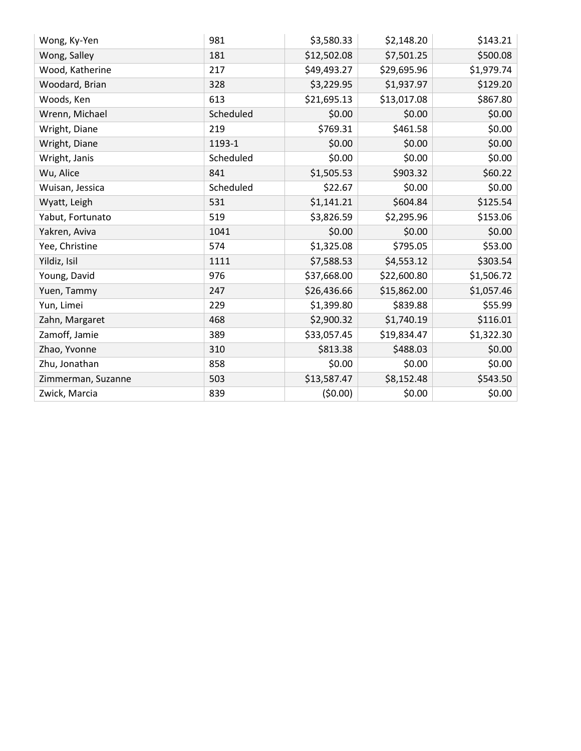| | | | | |
|---|---|---|---|---|
| Wong, Ky-Yen | 981 | $3,580.33 | $2,148.20 | $143.21 |
| Wong, Salley | 181 | $12,502.08 | $7,501.25 | $500.08 |
| Wood, Katherine | 217 | $49,493.27 | $29,695.96 | $1,979.74 |
| Woodard, Brian | 328 | $3,229.95 | $1,937.97 | $129.20 |
| Woods, Ken | 613 | $21,695.13 | $13,017.08 | $867.80 |
| Wrenn, Michael | Scheduled | $0.00 | $0.00 | $0.00 |
| Wright, Diane | 219 | $769.31 | $461.58 | $0.00 |
| Wright, Diane | 1193-1 | $0.00 | $0.00 | $0.00 |
| Wright, Janis | Scheduled | $0.00 | $0.00 | $0.00 |
| Wu, Alice | 841 | $1,505.53 | $903.32 | $60.22 |
| Wuisan, Jessica | Scheduled | $22.67 | $0.00 | $0.00 |
| Wyatt, Leigh | 531 | $1,141.21 | $604.84 | $125.54 |
| Yabut, Fortunato | 519 | $3,826.59 | $2,295.96 | $153.06 |
| Yakren, Aviva | 1041 | $0.00 | $0.00 | $0.00 |
| Yee, Christine | 574 | $1,325.08 | $795.05 | $53.00 |
| Yildiz, Isil | 1111 | $7,588.53 | $4,553.12 | $303.54 |
| Young, David | 976 | $37,668.00 | $22,600.80 | $1,506.72 |
| Yuen, Tammy | 247 | $26,436.66 | $15,862.00 | $1,057.46 |
| Yun, Limei | 229 | $1,399.80 | $839.88 | $55.99 |
| Zahn, Margaret | 468 | $2,900.32 | $1,740.19 | $116.01 |
| Zamoff, Jamie | 389 | $33,057.45 | $19,834.47 | $1,322.30 |
| Zhao, Yvonne | 310 | $813.38 | $488.03 | $0.00 |
| Zhu, Jonathan | 858 | $0.00 | $0.00 | $0.00 |
| Zimmerman, Suzanne | 503 | $13,587.47 | $8,152.48 | $543.50 |
| Zwick, Marcia | 839 | ($0.00) | $0.00 | $0.00 |